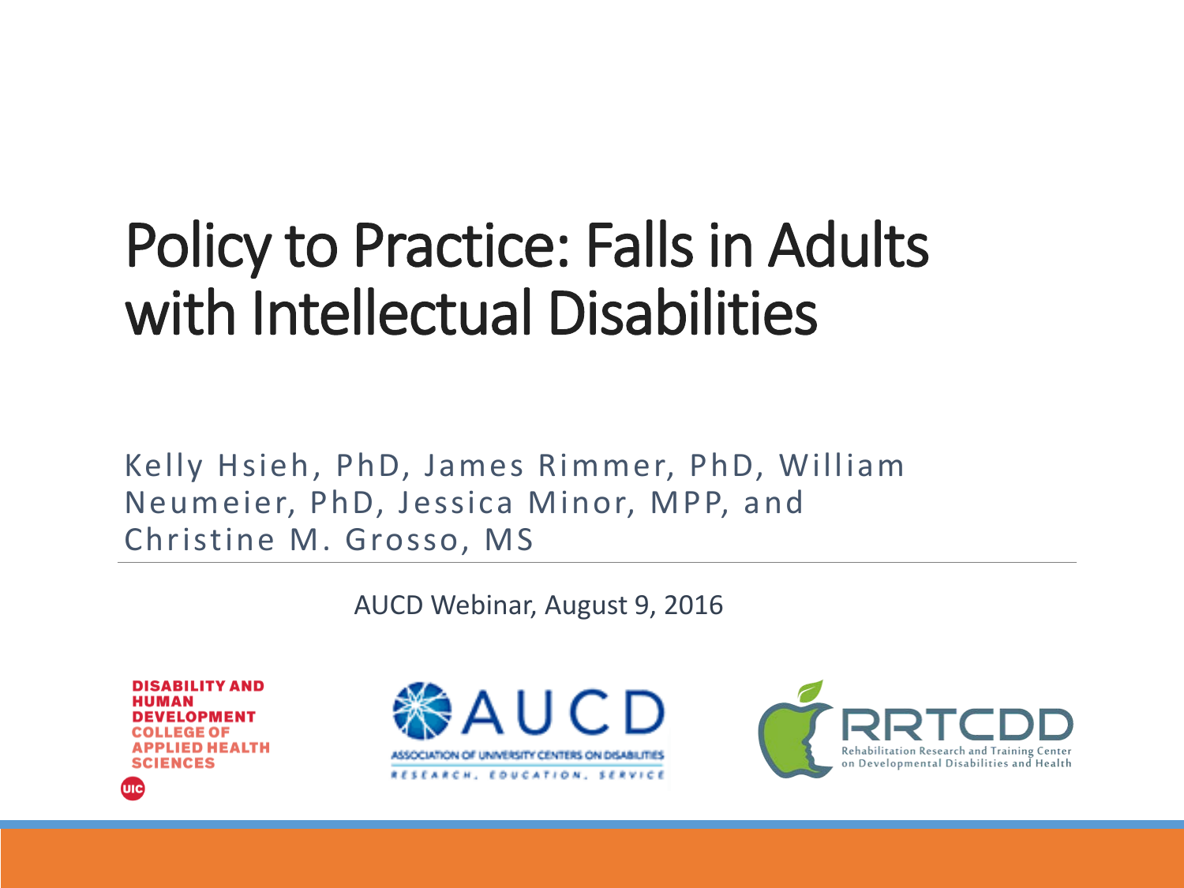# Policy to Practice: Falls in Adults with Intellectual Disabilities

Kelly Hsieh, PhD, James Rimmer, PhD, William Neumeier, PhD, Jessica Minor, MPP, and Christine M. Grosso, MS

AUCD Webinar, August 9, 2016

DISABILITY AND HUMAN DEVELOPMENT
COLLEGE OF APPLIED HEALTH SCIENCES
UIC

AUCD
ASSOCIATION OF UNIVERSITY CENTERS ON DISABILITIES
RESEARCH, EDUCATION, SERVICE

RRTCDD
Rehabilitation Research and Training Center on Developmental Disabilities and Health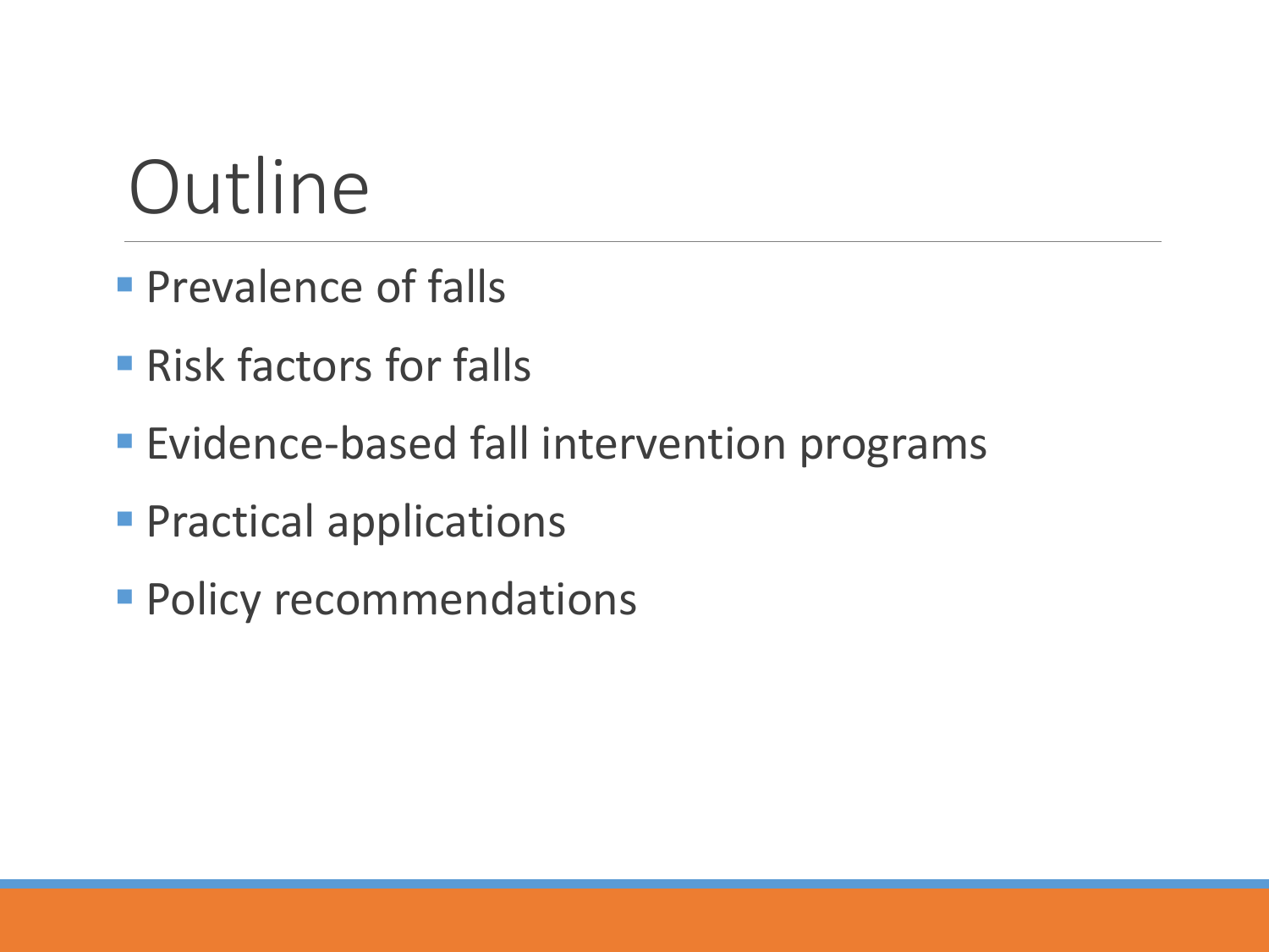# Outline

- Prevalence of falls
- Risk factors for falls
- Evidence-based fall intervention programs
- Practical applications
- Policy recommendations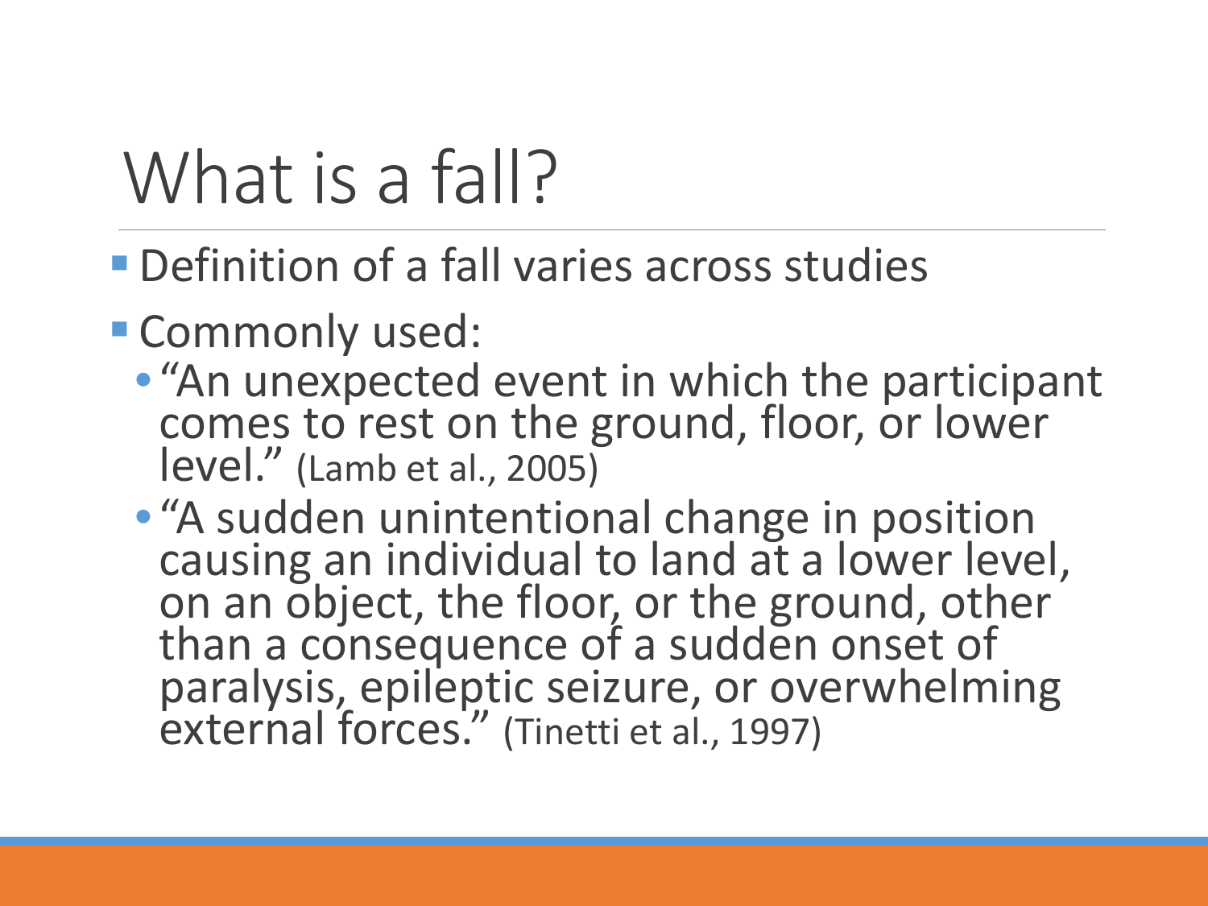# What is a fall?

- Definition of a fall varies across studies
- Commonly used:
  - "An unexpected event in which the participant comes to rest on the ground, floor, or lower level." (Lamb et al., 2005)
  - "A sudden unintentional change in position causing an individual to land at a lower level, on an object, the floor, or the ground, other than a consequence of a sudden onset of paralysis, epileptic seizure, or overwhelming external forces." (Tinetti et al., 1997)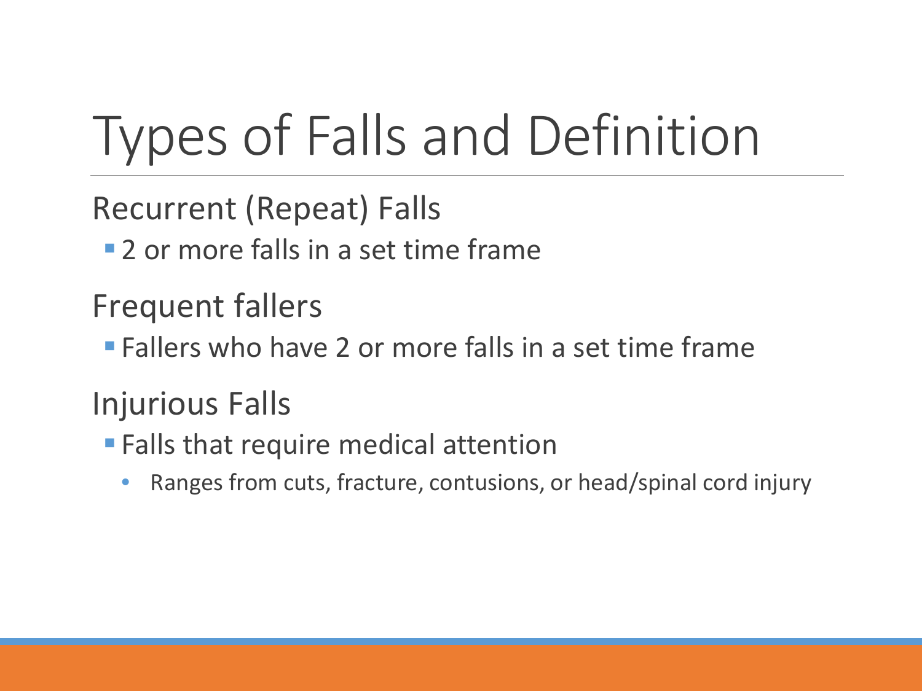# Types of Falls and Definition

## Recurrent (Repeat) Falls

- 2 or more falls in a set time frame

## Frequent fallers

- Fallers who have 2 or more falls in a set time frame

## Injurious Falls

- Falls that require medical attention
  - Ranges from cuts, fracture, contusions, or head/spinal cord injury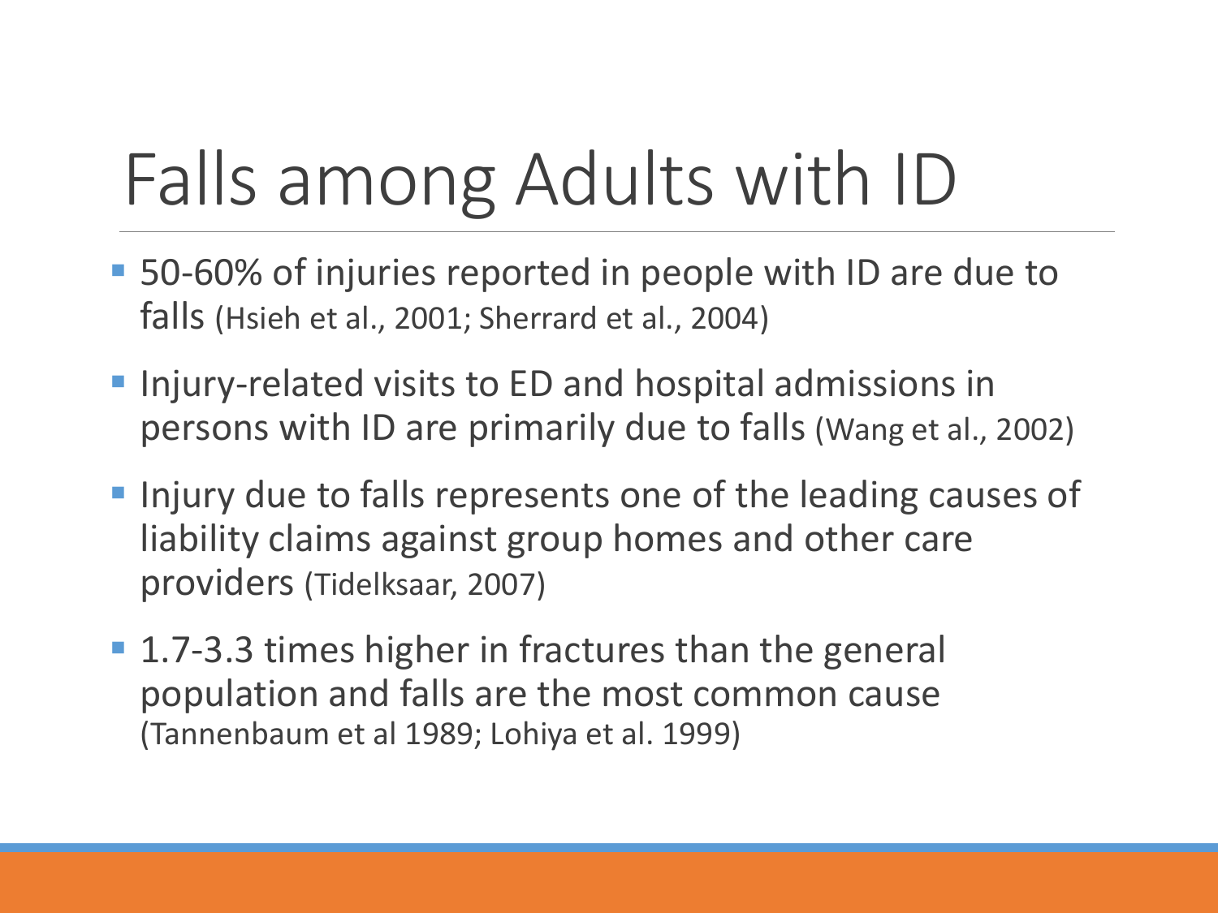# Falls among Adults with ID

- 50-60% of injuries reported in people with ID are due to falls (Hsieh et al., 2001; Sherrard et al., 2004)
- Injury-related visits to ED and hospital admissions in persons with ID are primarily due to falls (Wang et al., 2002)
- Injury due to falls represents one of the leading causes of liability claims against group homes and other care providers (Tidelksaar, 2007)
- 1.7-3.3 times higher in fractures than the general population and falls are the most common cause (Tannenbaum et al 1989; Lohiya et al. 1999)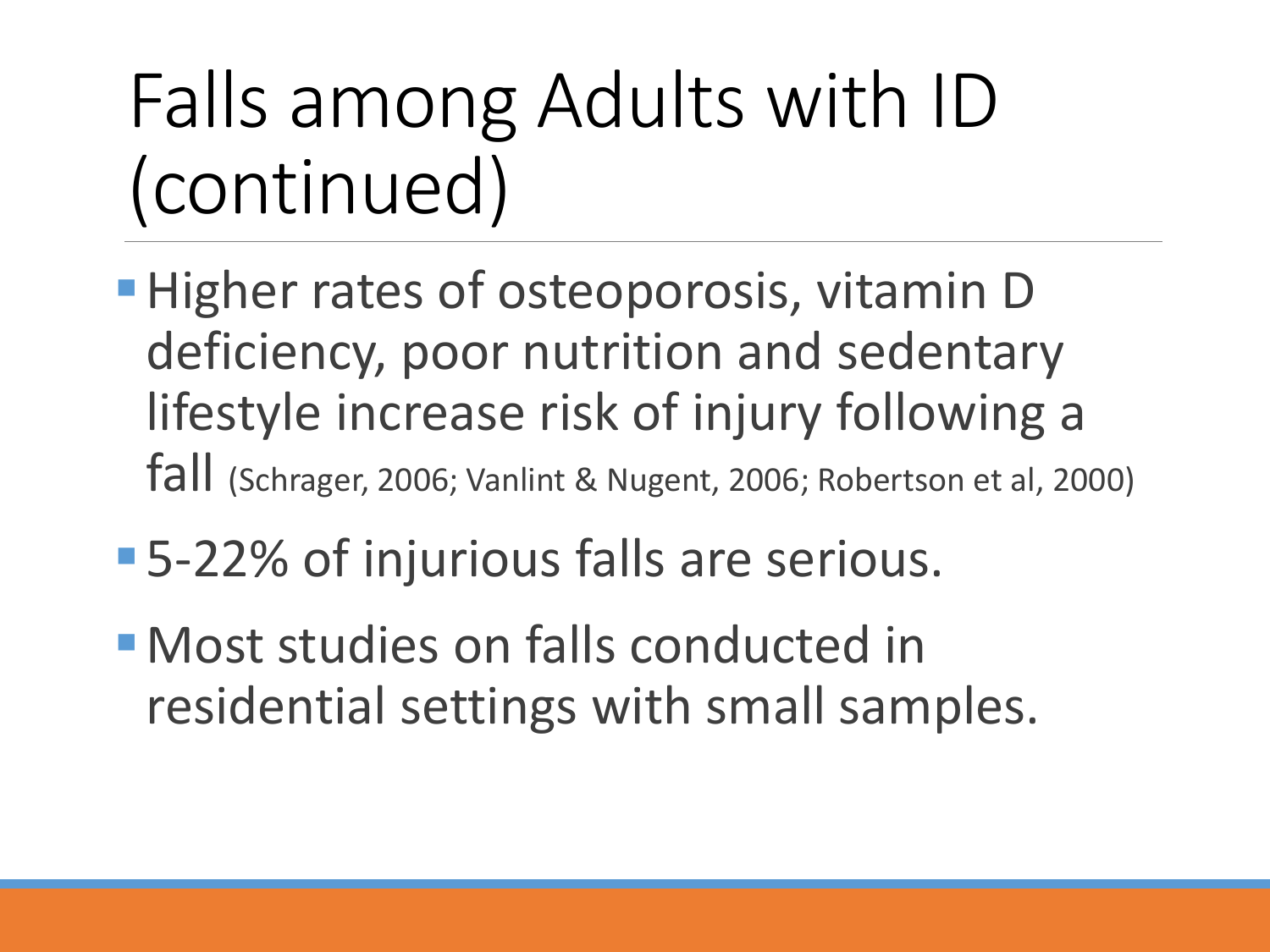# Falls among Adults with ID (continued)

- Higher rates of osteoporosis, vitamin D deficiency, poor nutrition and sedentary lifestyle increase risk of injury following a fall (Schrager, 2006; Vanlint & Nugent, 2006; Robertson et al, 2000)
- 5-22% of injurious falls are serious.
- Most studies on falls conducted in residential settings with small samples.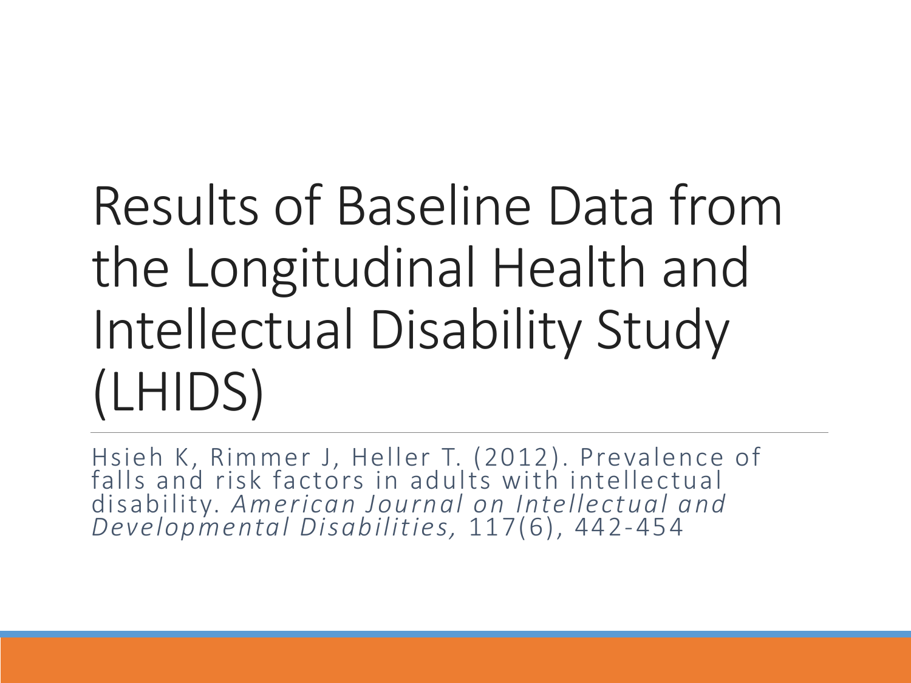# Results of Baseline Data from the Longitudinal Health and Intellectual Disability Study (LHIDS)

Hsieh K, Rimmer J, Heller T. (2012). Prevalence of falls and risk factors in adults with intellectual disability. *American Journal on Intellectual and Developmental Disabilities,* 117(6), 442-454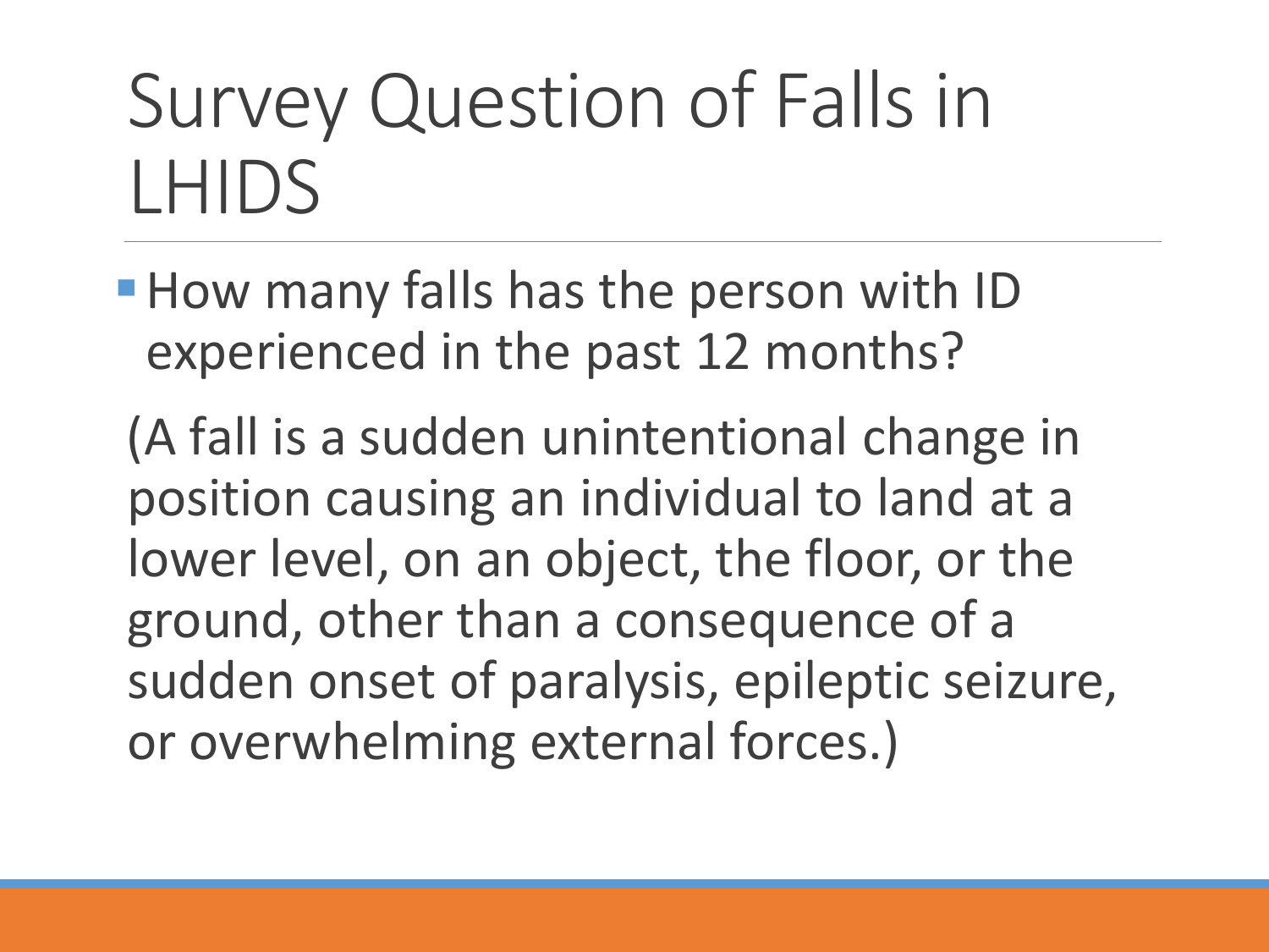# Survey Question of Falls in LHIDS

- How many falls has the person with ID experienced in the past 12 months?

(A fall is a sudden unintentional change in position causing an individual to land at a lower level, on an object, the floor, or the ground, other than a consequence of a sudden onset of paralysis, epileptic seizure, or overwhelming external forces.)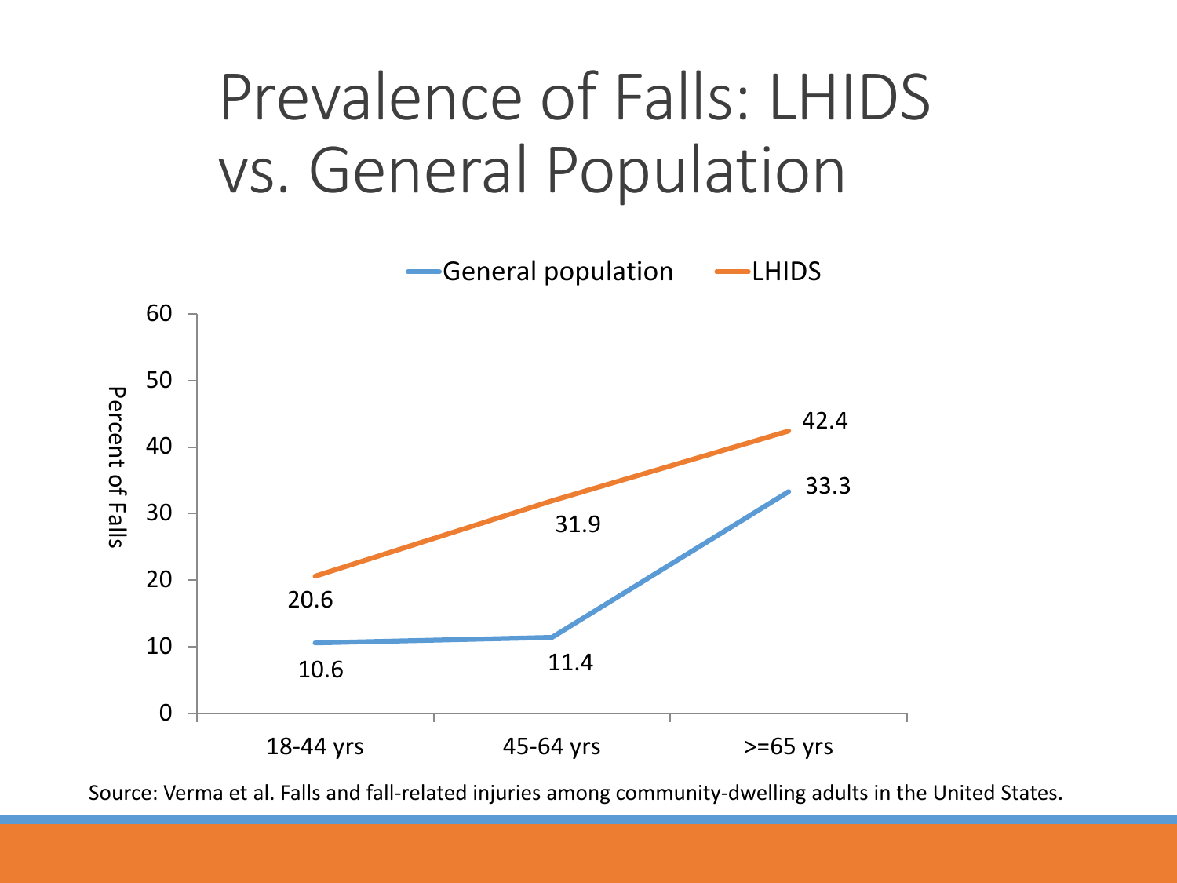# Prevalence of Falls: LHIDS vs. General Population

| | 18-44 yrs | 45-64 yrs | >=65 yrs |
| --- | --- | --- | --- |
| General population | 10.6 | 11.4 | 33.3 |
| LHIDS | 20.6 | 31.9 | 42.4 |

Percent of Falls

Source: Verma et al. Falls and fall-related injuries among community-dwelling adults in the United States.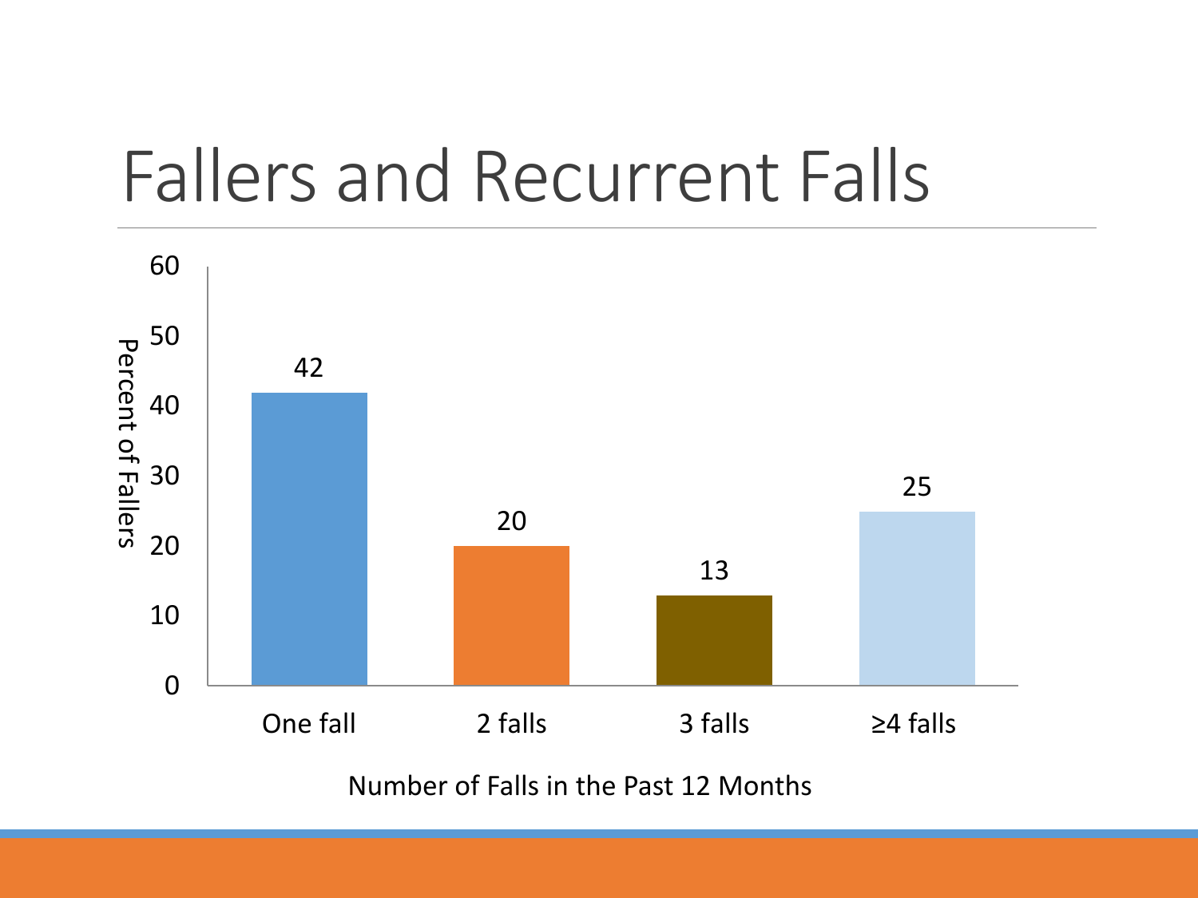# Fallers and Recurrent Falls

| Number of Falls in the Past 12 Months | Percent of Fallers |
| --- | --- |
| One fall | 42 |
| 2 falls | 20 |
| 3 falls | 13 |
| ≥4 falls | 25 |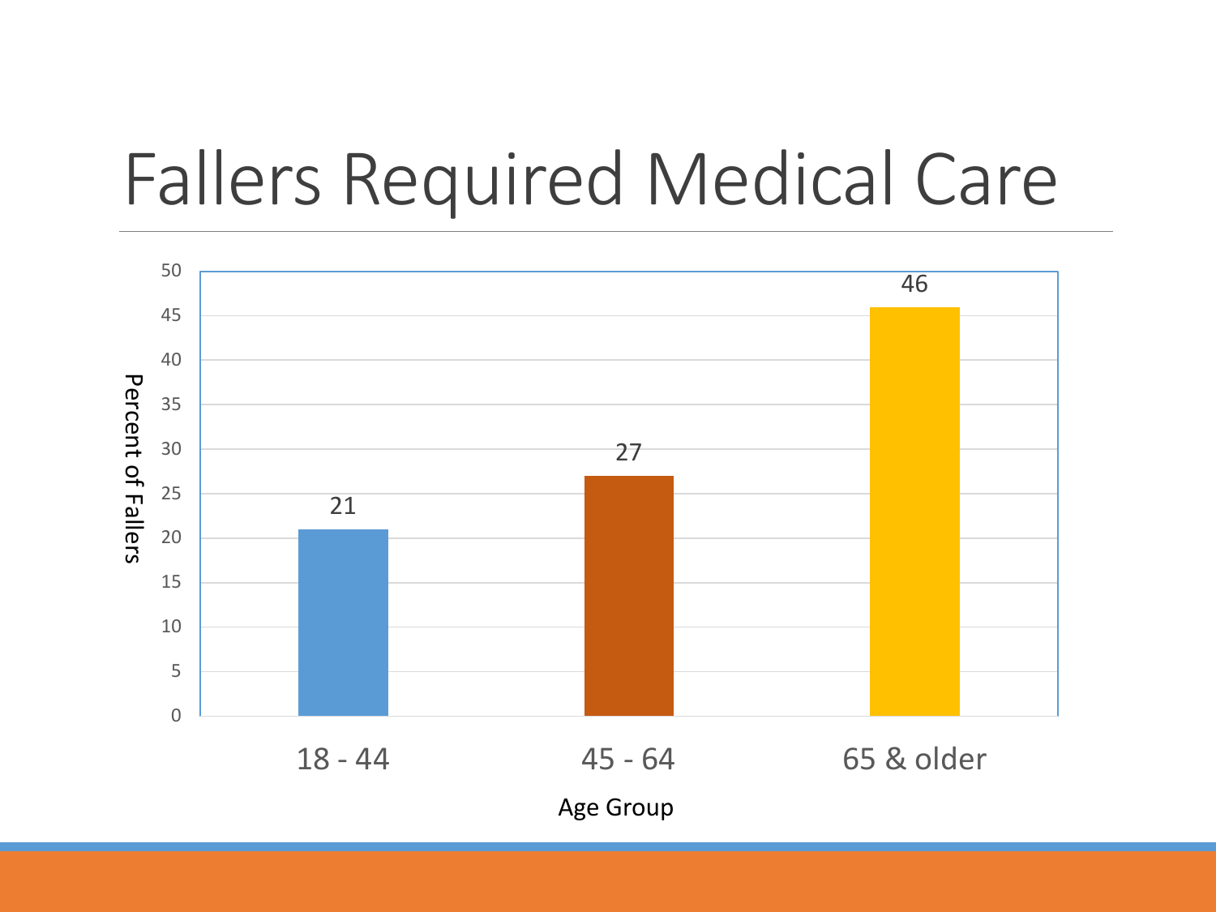# Fallers Required Medical Care

| Age Group | Percent of Fallers |
|---|---|
| 18 - 44 | 21 |
| 45 - 64 | 27 |
| 65 & older | 46 |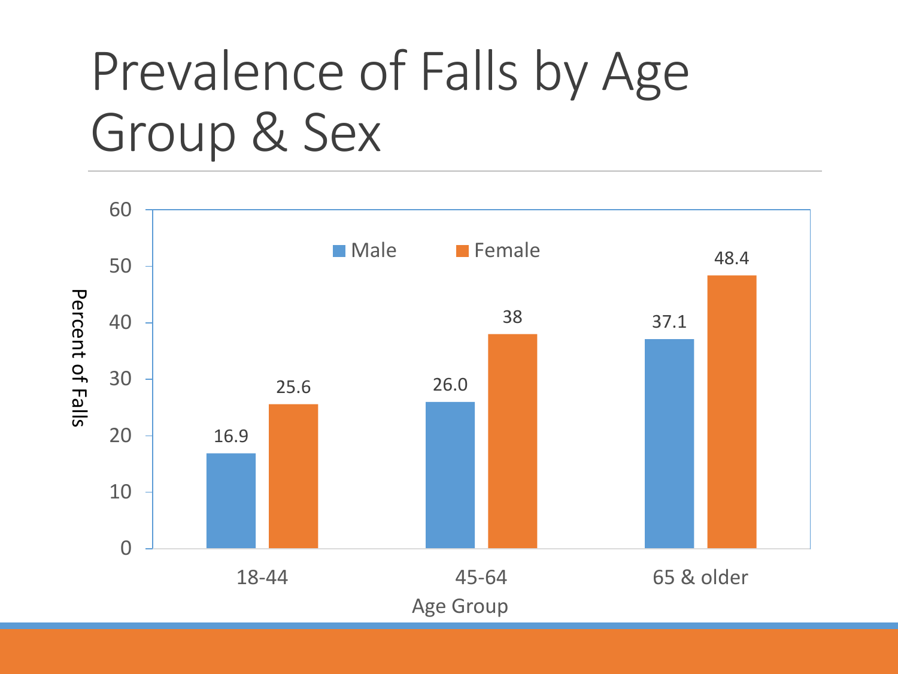# Prevalence of Falls by Age Group & Sex

| Age Group | Male | Female |
|---|---|---|
| 18-44 | 16.9 | 25.6 |
| 45-64 | 26.0 | 38 |
| 65 & older | 37.1 | 48.4 |

Percent of Falls

Age Group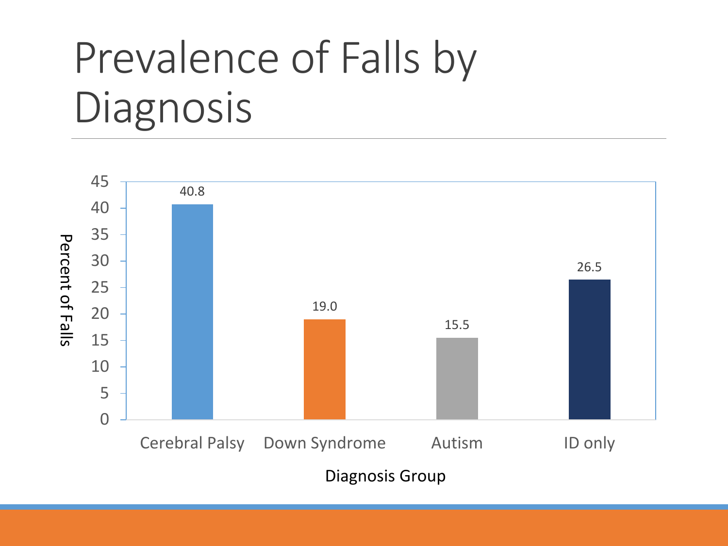# Prevalence of Falls by Diagnosis

| Diagnosis Group | Percent of Falls |
|---|---|
| Cerebral Palsy | 40.8 |
| Down Syndrome | 19.0 |
| Autism | 15.5 |
| ID only | 26.5 |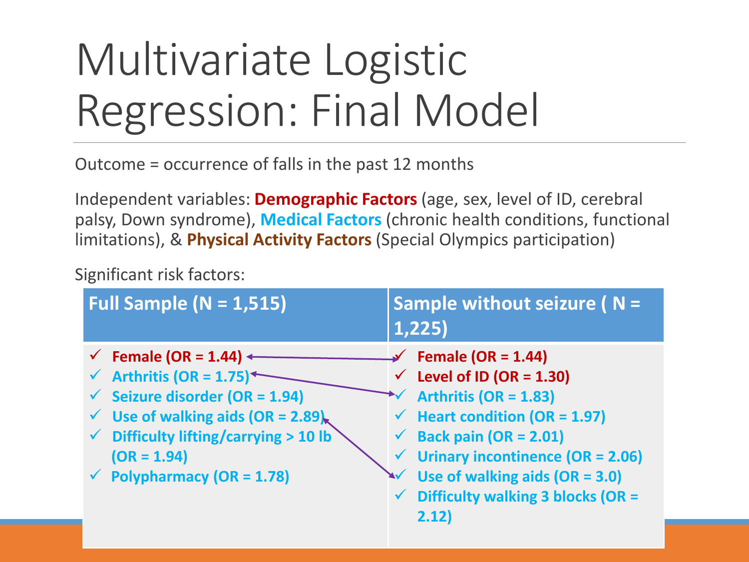# Multivariate Logistic Regression: Final Model

Outcome = occurrence of falls in the past 12 months

Independent variables: **Demographic Factors** (age, sex, level of ID, cerebral palsy, Down syndrome), **Medical Factors** (chronic health conditions, functional limitations), & **Physical Activity Factors** (Special Olympics participation)

Significant risk factors:

| Full Sample (N = 1,515) | Sample without seizure ( N = 1,225) |
| --- | --- |
| ✓ **Female (OR = 1.44)** | ✓ **Female (OR = 1.44)** |
| ✓ **Arthritis (OR = 1.75)** | ✓ **Level of ID (OR = 1.30)** |
| ✓ **Seizure disorder (OR = 1.94)** | ✓ **Arthritis (OR = 1.83)** |
| ✓ **Use of walking aids (OR = 2.89)** | ✓ **Heart condition (OR = 1.97)** |
| ✓ **Difficulty lifting/carrying > 10 lb (OR = 1.94)** | ✓ **Back pain (OR = 2.01)** |
| ✓ **Polypharmacy (OR = 1.78)** | ✓ **Urinary incontinence (OR = 2.06)** |
| | ✓ **Use of walking aids (OR = 3.0)** |
| | ✓ **Difficulty walking 3 blocks (OR = 2.12)** |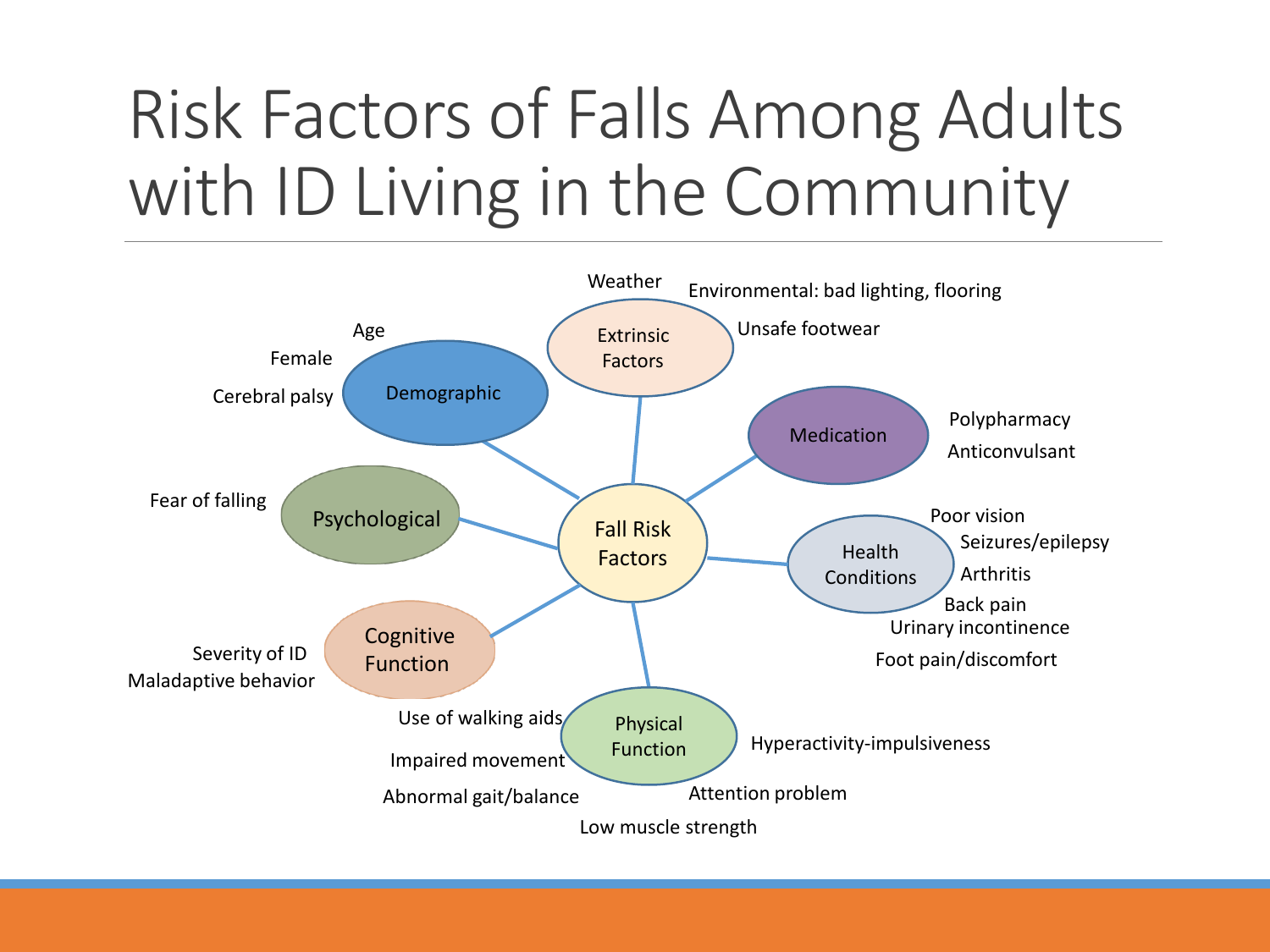# Risk Factors of Falls Among Adults with ID Living in the Community

**Fall Risk Factors**

- **Demographic**
  - Age
  - Female
  - Cerebral palsy
- **Extrinsic Factors**
  - Weather
  - Environmental: bad lighting, flooring
  - Unsafe footwear
- **Medication**
  - Polypharmacy
  - Anticonvulsant
- **Health Conditions**
  - Poor vision
  - Seizures/epilepsy
  - Arthritis
  - Back pain
  - Urinary incontinence
  - Foot pain/discomfort
- **Physical Function**
  - Use of walking aids
  - Impaired movement
  - Abnormal gait/balance
  - Low muscle strength
  - Attention problem
  - Hyperactivity-impulsiveness
- **Cognitive Function**
  - Severity of ID
  - Maladaptive behavior
- **Psychological**
  - Fear of falling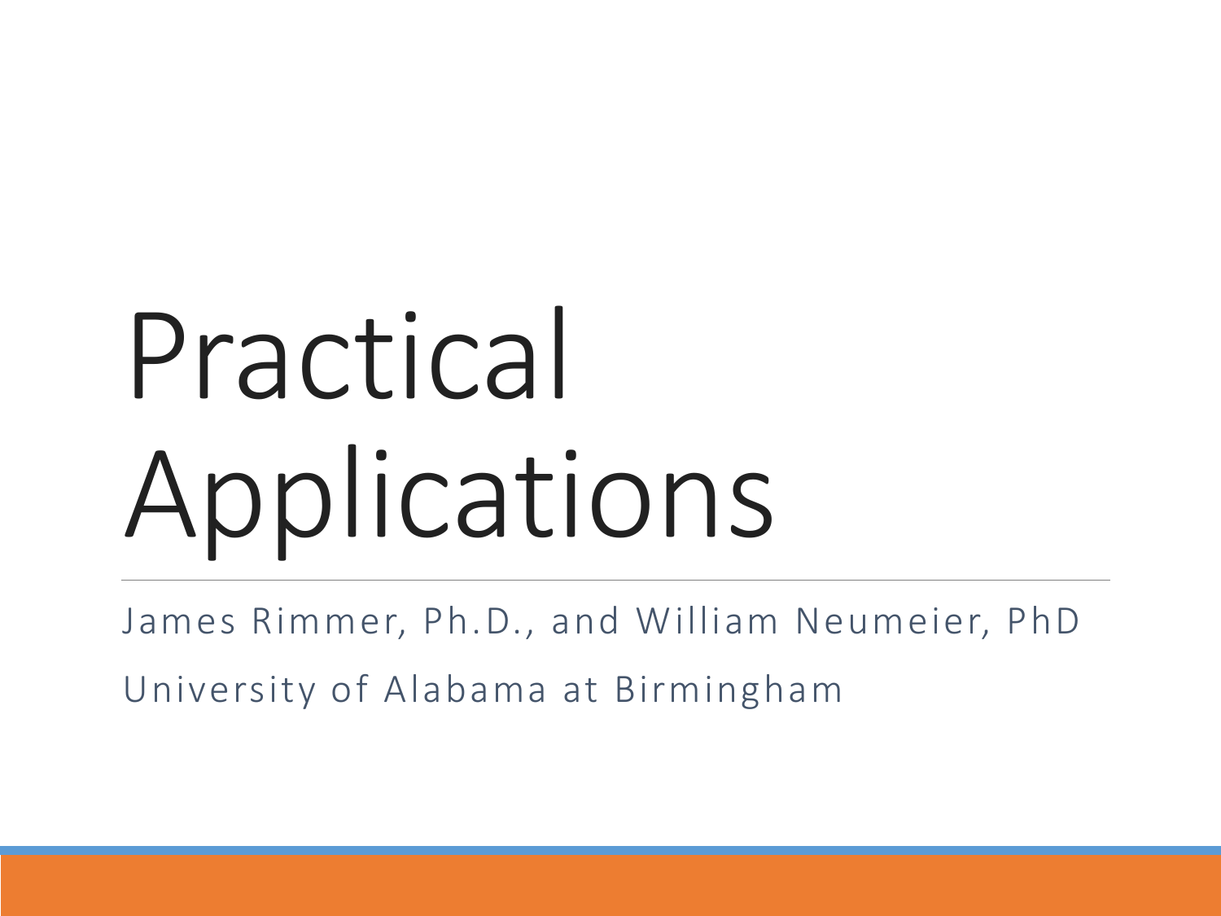# Practical Applications

James Rimmer, Ph.D., and William Neumeier, PhD

University of Alabama at Birmingham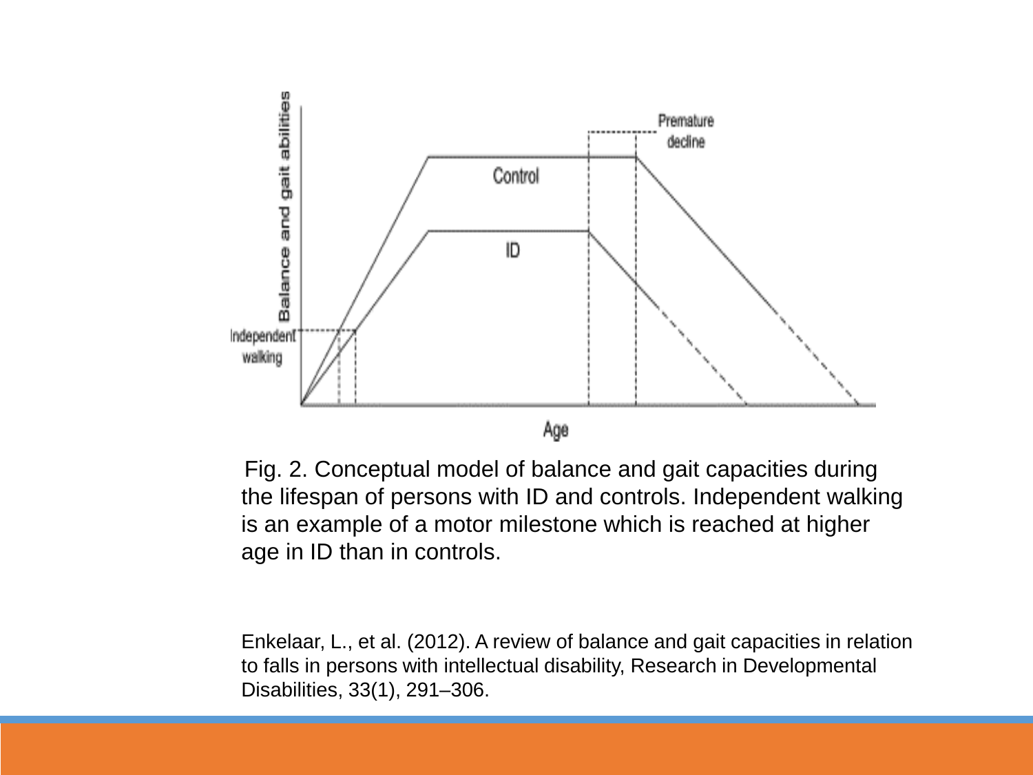Fig. 2. Conceptual model of balance and gait capacities during the lifespan of persons with ID and controls. Independent walking is an example of a motor milestone which is reached at higher age in ID than in controls.

Enkelaar, L., et al. (2012). A review of balance and gait capacities in relation to falls in persons with intellectual disability, Research in Developmental Disabilities, 33(1), 291–306.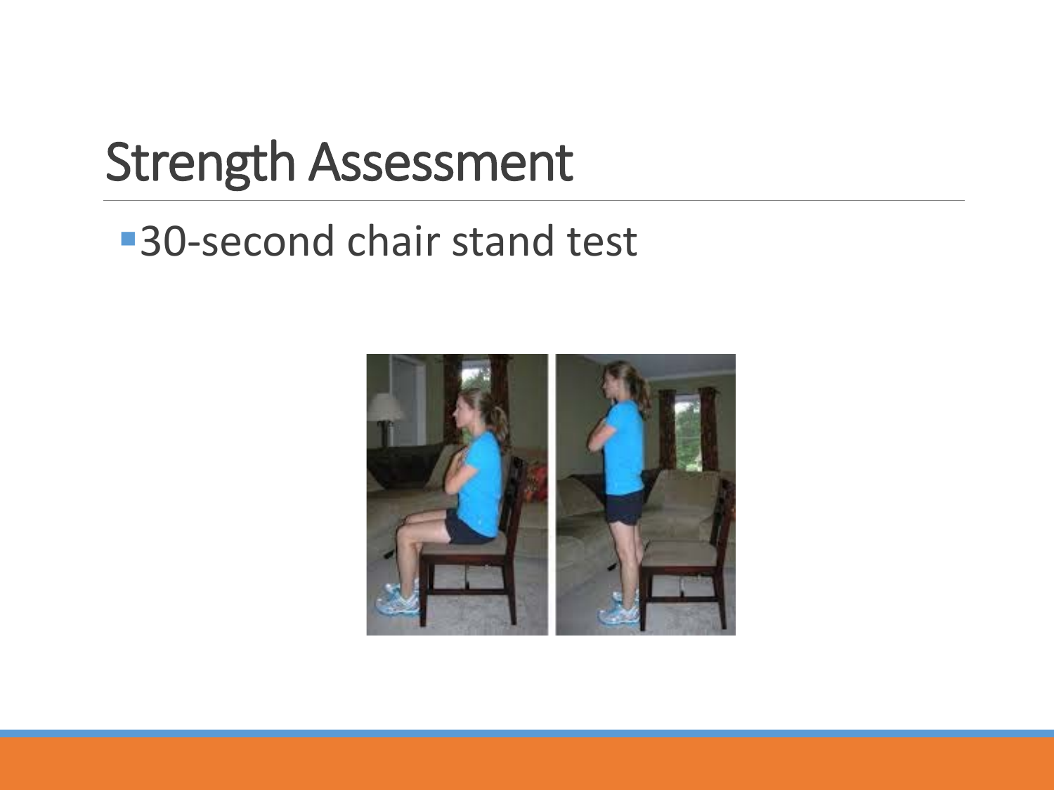# Strength Assessment

- 30-second chair stand test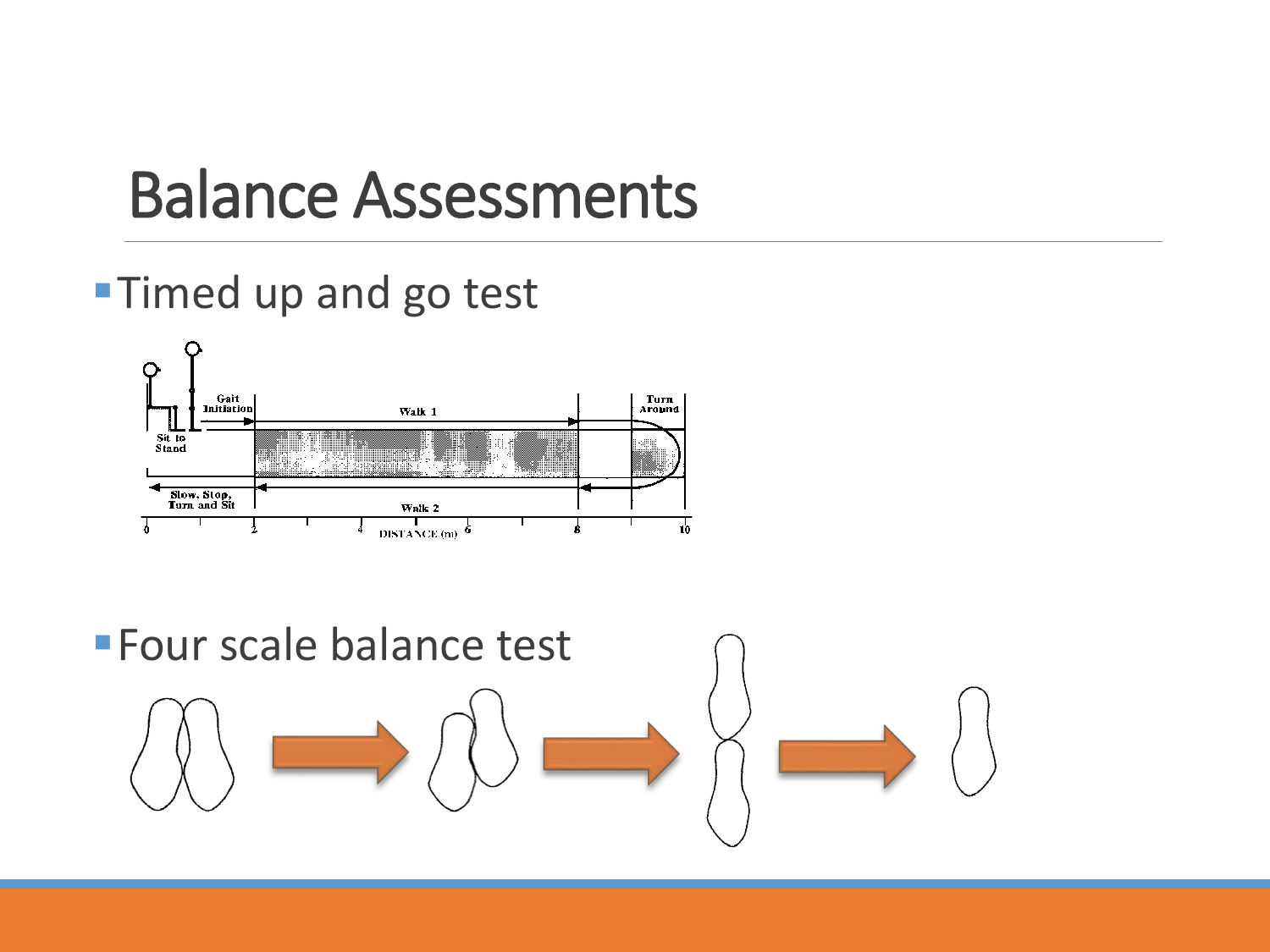# Balance Assessments

- Timed up and go test
- Four scale balance test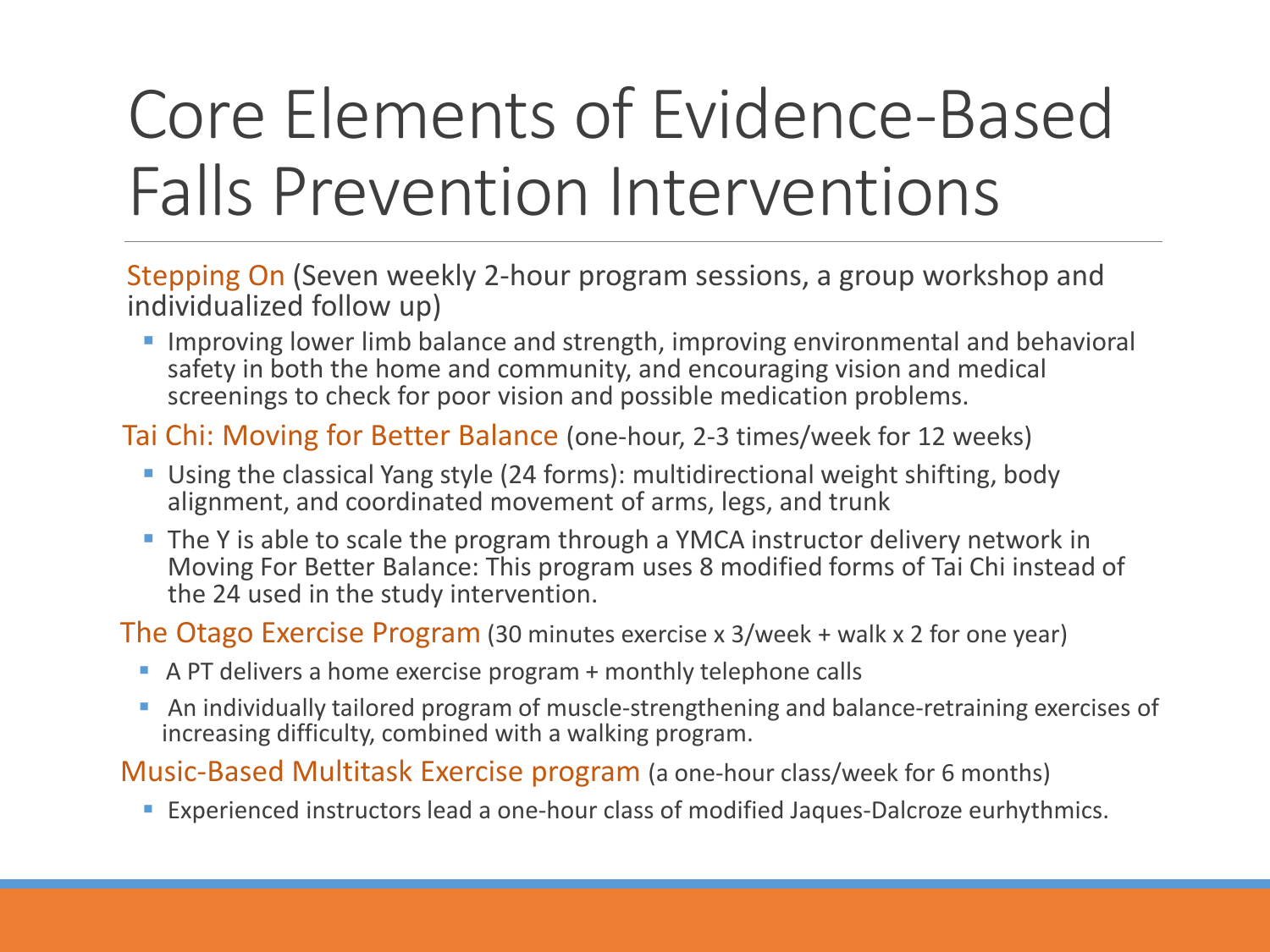# Core Elements of Evidence-Based Falls Prevention Interventions

Stepping On (Seven weekly 2-hour program sessions, a group workshop and individualized follow up)

- Improving lower limb balance and strength, improving environmental and behavioral safety in both the home and community, and encouraging vision and medical screenings to check for poor vision and possible medication problems.

Tai Chi: Moving for Better Balance (one-hour, 2-3 times/week for 12 weeks)

- Using the classical Yang style (24 forms): multidirectional weight shifting, body alignment, and coordinated movement of arms, legs, and trunk
- The Y is able to scale the program through a YMCA instructor delivery network in Moving For Better Balance: This program uses 8 modified forms of Tai Chi instead of the 24 used in the study intervention.

The Otago Exercise Program (30 minutes exercise x 3/week + walk x 2 for one year)

- A PT delivers a home exercise program + monthly telephone calls
- An individually tailored program of muscle-strengthening and balance-retraining exercises of increasing difficulty, combined with a walking program.

Music-Based Multitask Exercise program (a one-hour class/week for 6 months)

- Experienced instructors lead a one-hour class of modified Jaques-Dalcroze eurhythmics.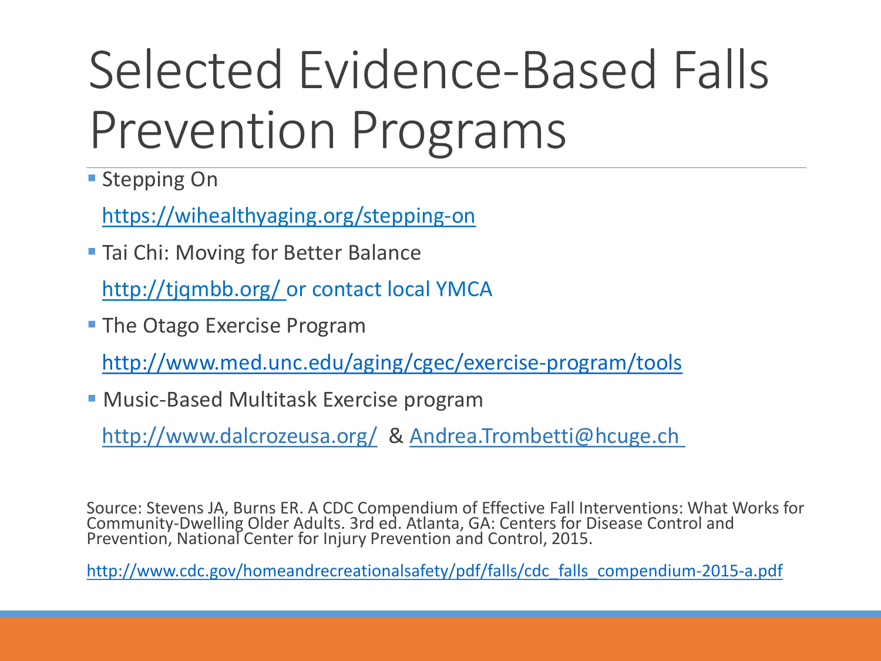# Selected Evidence-Based Falls Prevention Programs

- Stepping On

  https://wihealthyaging.org/stepping-on

- Tai Chi: Moving for Better Balance

  http://tjqmbb.org/ or contact local YMCA

- The Otago Exercise Program

  http://www.med.unc.edu/aging/cgec/exercise-program/tools

- Music-Based Multitask Exercise program

  http://www.dalcrozeusa.org/ & Andrea.Trombetti@hcuge.ch

Source: Stevens JA, Burns ER. A CDC Compendium of Effective Fall Interventions: What Works for Community-Dwelling Older Adults. 3rd ed. Atlanta, GA: Centers for Disease Control and Prevention, National Center for Injury Prevention and Control, 2015.

http://www.cdc.gov/homeandrecreationalsafety/pdf/falls/cdc_falls_compendium-2015-a.pdf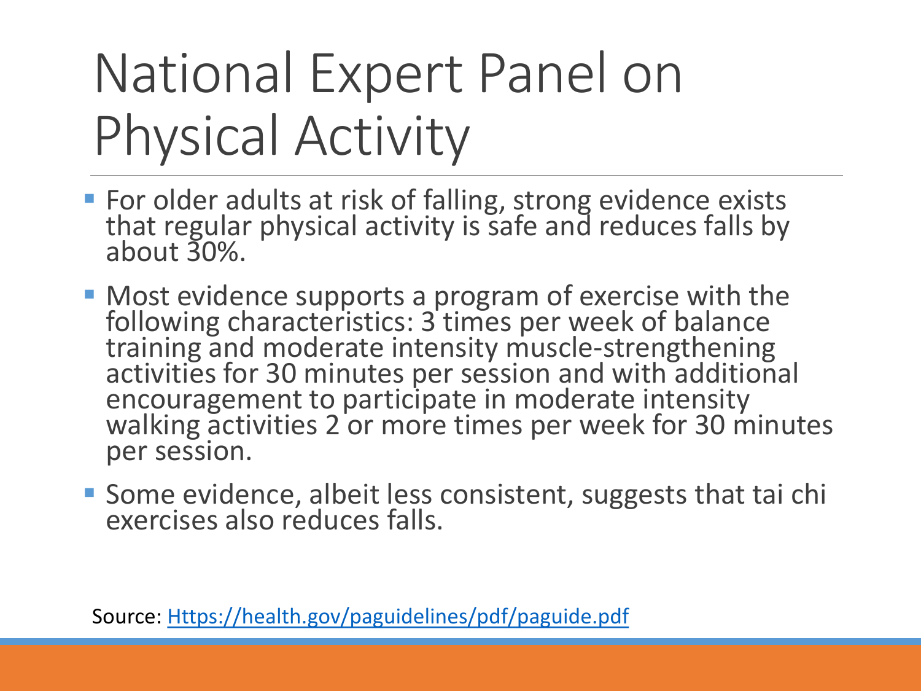# National Expert Panel on Physical Activity

- For older adults at risk of falling, strong evidence exists that regular physical activity is safe and reduces falls by about 30%.
- Most evidence supports a program of exercise with the following characteristics: 3 times per week of balance training and moderate intensity muscle-strengthening activities for 30 minutes per session and with additional encouragement to participate in moderate intensity walking activities 2 or more times per week for 30 minutes per session.
- Some evidence, albeit less consistent, suggests that tai chi exercises also reduces falls.

Source: [Https://health.gov/paguidelines/pdf/paguide.pdf](Https://health.gov/paguidelines/pdf/paguide.pdf)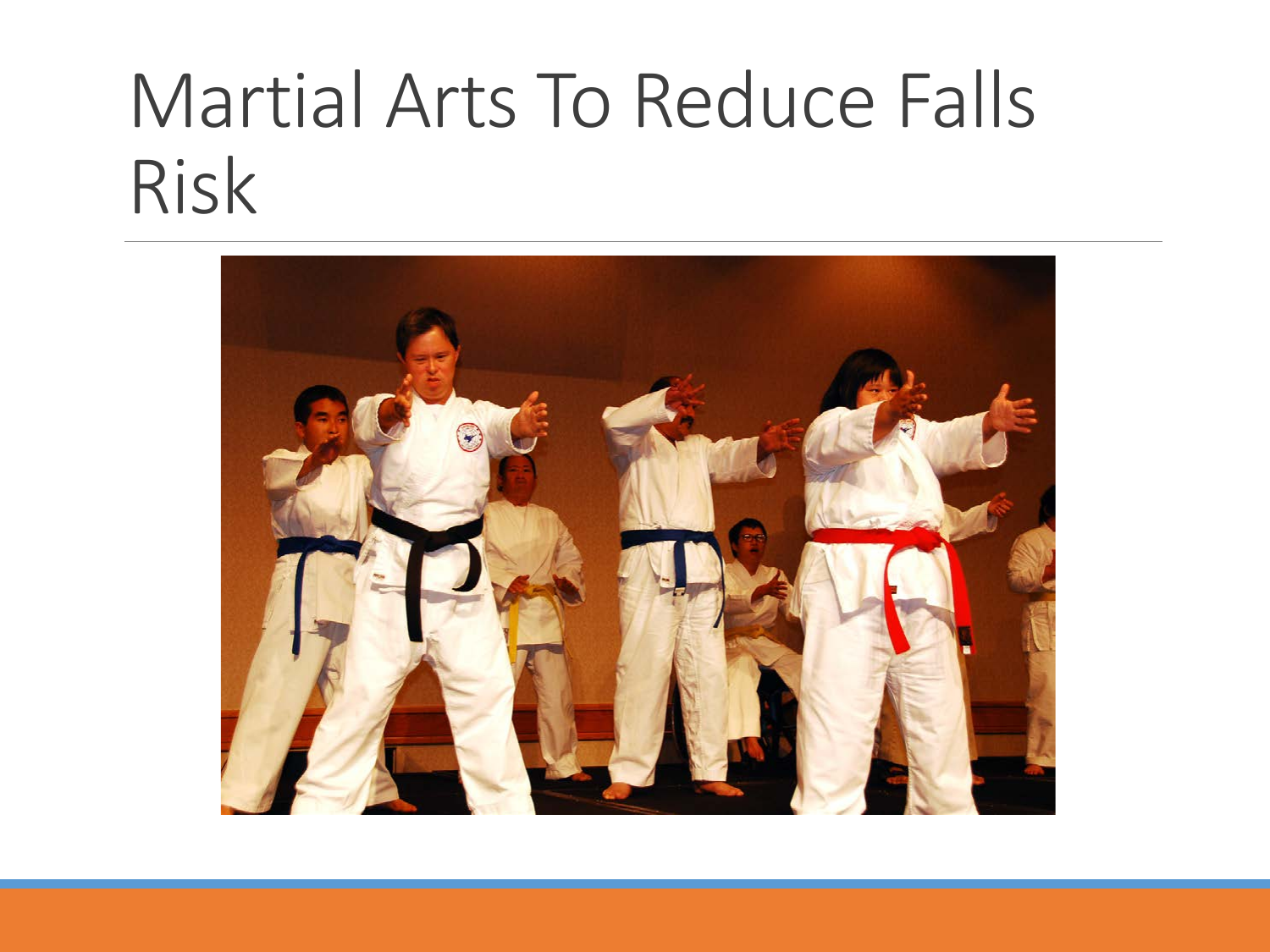# Martial Arts To Reduce Falls Risk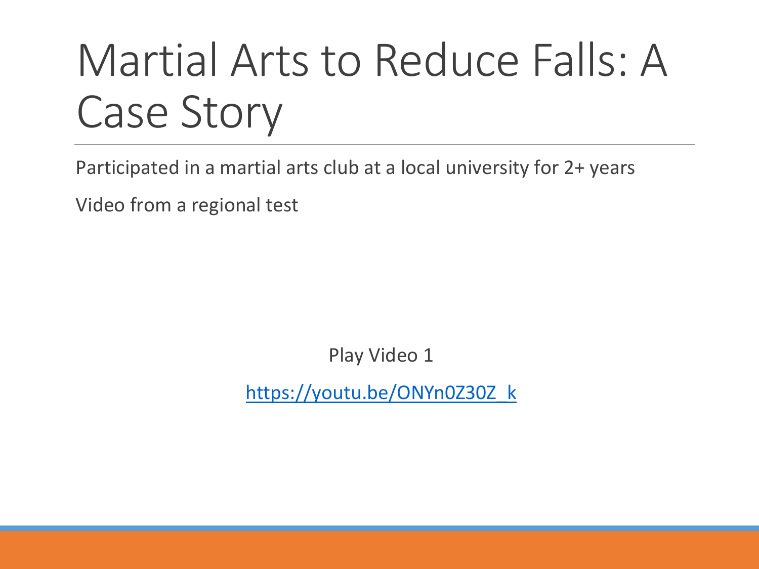# Martial Arts to Reduce Falls: A Case Story

Participated in a martial arts club at a local university for 2+ years

Video from a regional test

Play Video 1

https://youtu.be/ONYn0Z30Z_k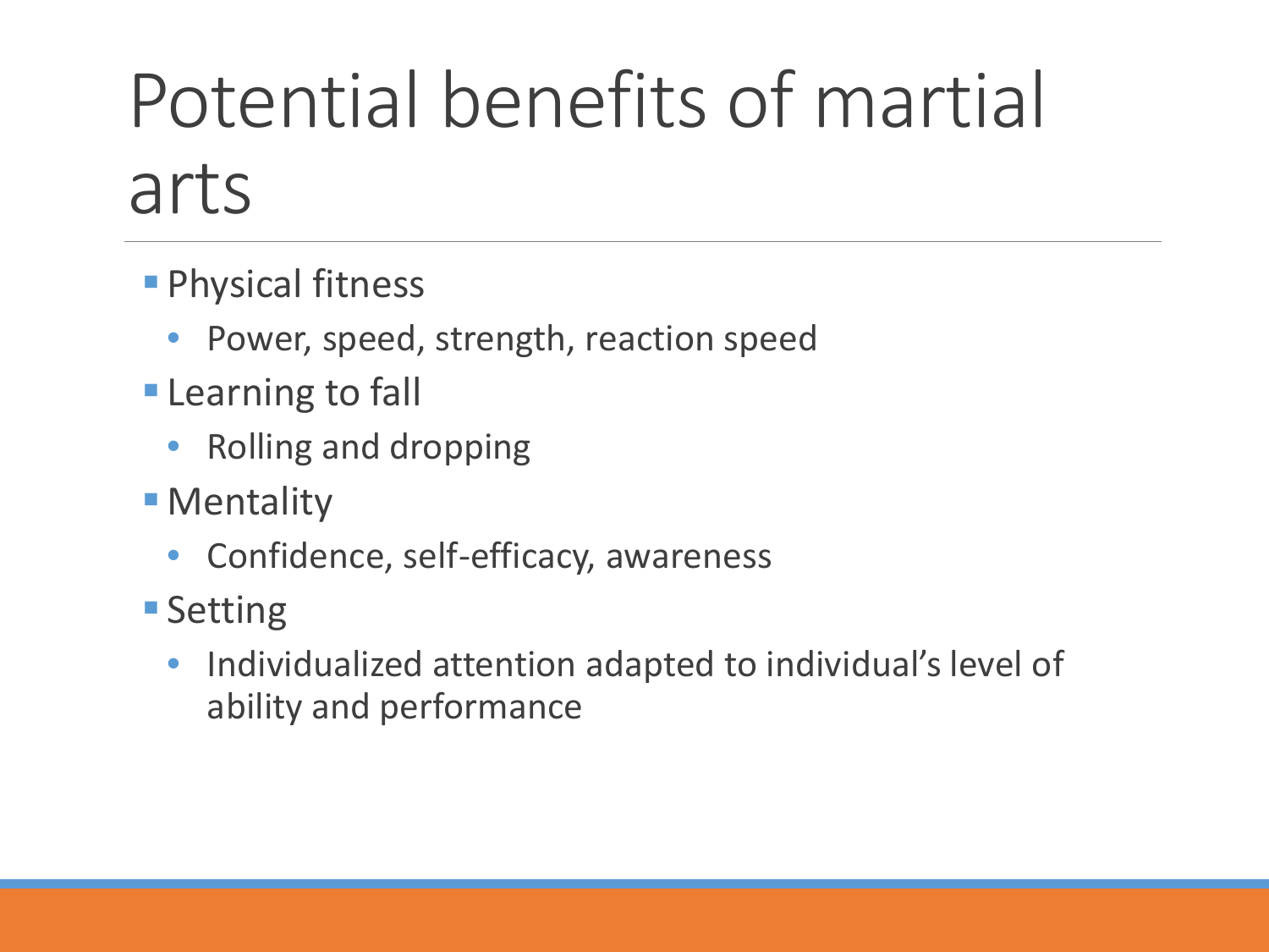# Potential benefits of martial arts

- Physical fitness
  - Power, speed, strength, reaction speed
- Learning to fall
  - Rolling and dropping
- Mentality
  - Confidence, self-efficacy, awareness
- Setting
  - Individualized attention adapted to individual's level of ability and performance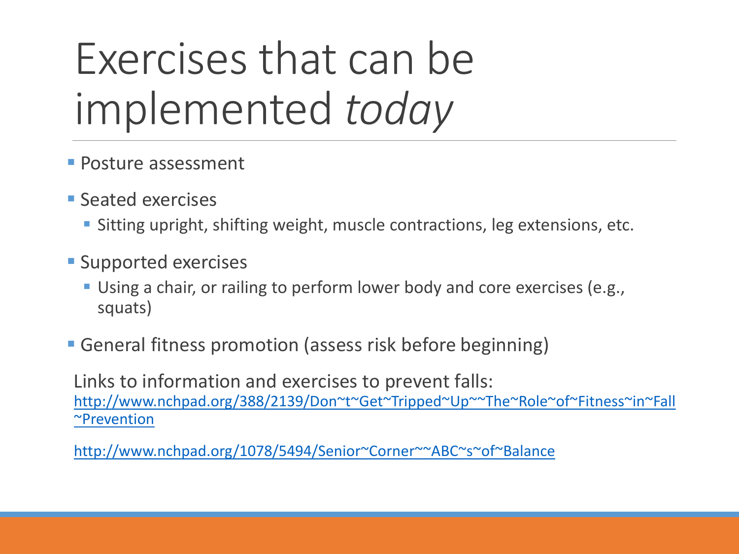# Exercises that can be implemented *today*

- Posture assessment
- Seated exercises
  - Sitting upright, shifting weight, muscle contractions, leg extensions, etc.
- Supported exercises
  - Using a chair, or railing to perform lower body and core exercises (e.g., squats)
- General fitness promotion (assess risk before beginning)

Links to information and exercises to prevent falls:
http://www.nchpad.org/388/2139/Don~t~Get~Tripped~Up~~The~Role~of~Fitness~in~Fall~Prevention

http://www.nchpad.org/1078/5494/Senior~Corner~~ABC~s~of~Balance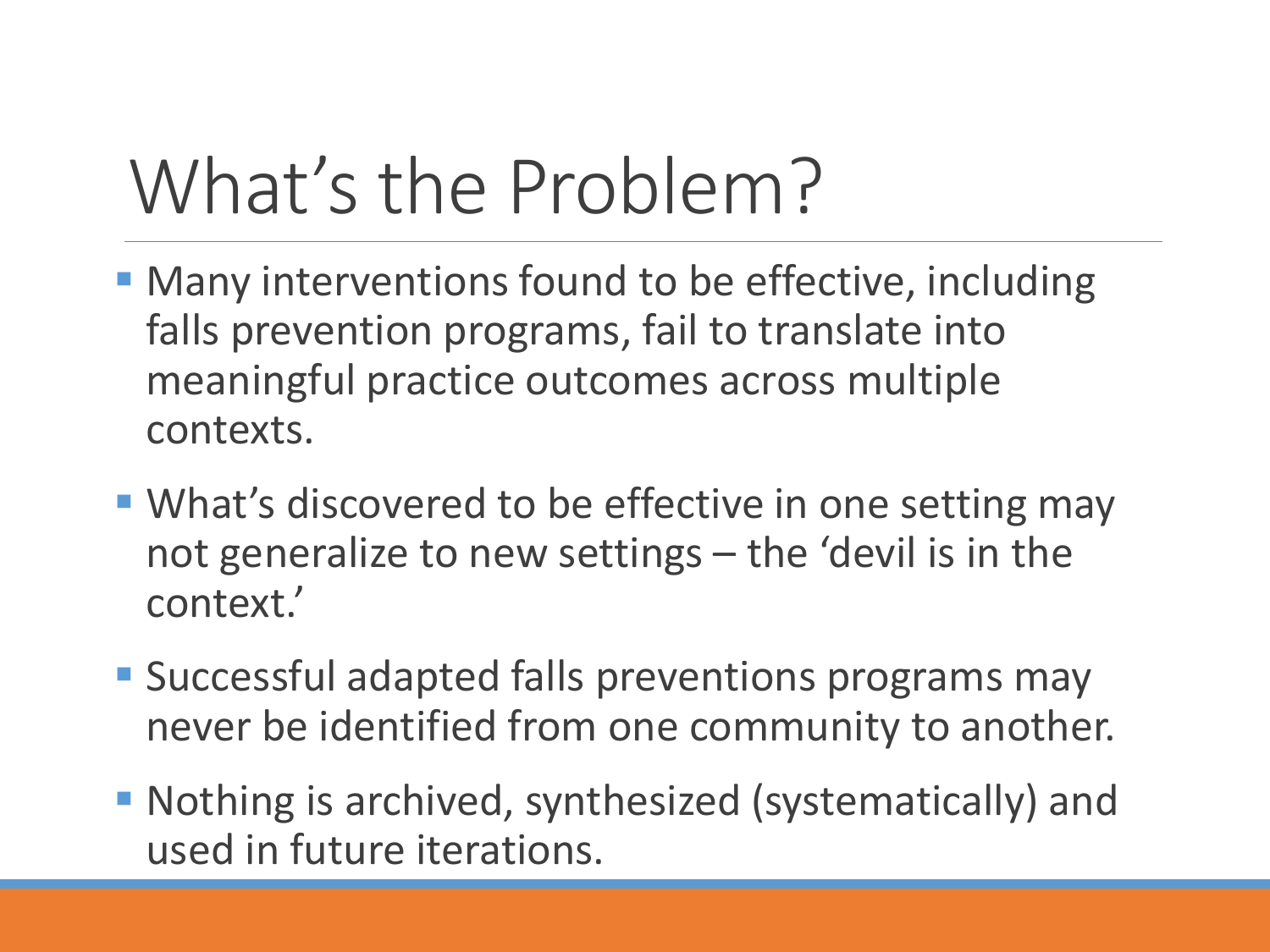# What's the Problem?

- Many interventions found to be effective, including falls prevention programs, fail to translate into meaningful practice outcomes across multiple contexts.
- What's discovered to be effective in one setting may not generalize to new settings – the 'devil is in the context.'
- Successful adapted falls preventions programs may never be identified from one community to another.
- Nothing is archived, synthesized (systematically) and used in future iterations.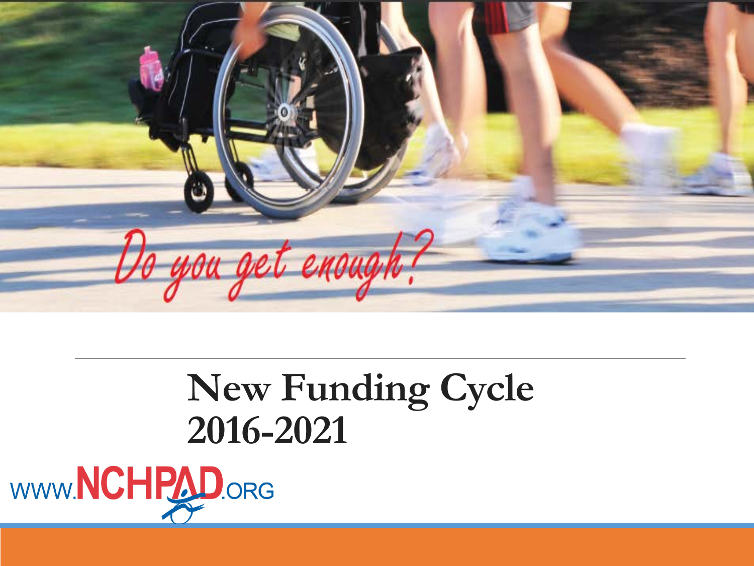*Do you get enough?*

# New Funding Cycle 2016-2021

WWW.NCHPAD.ORG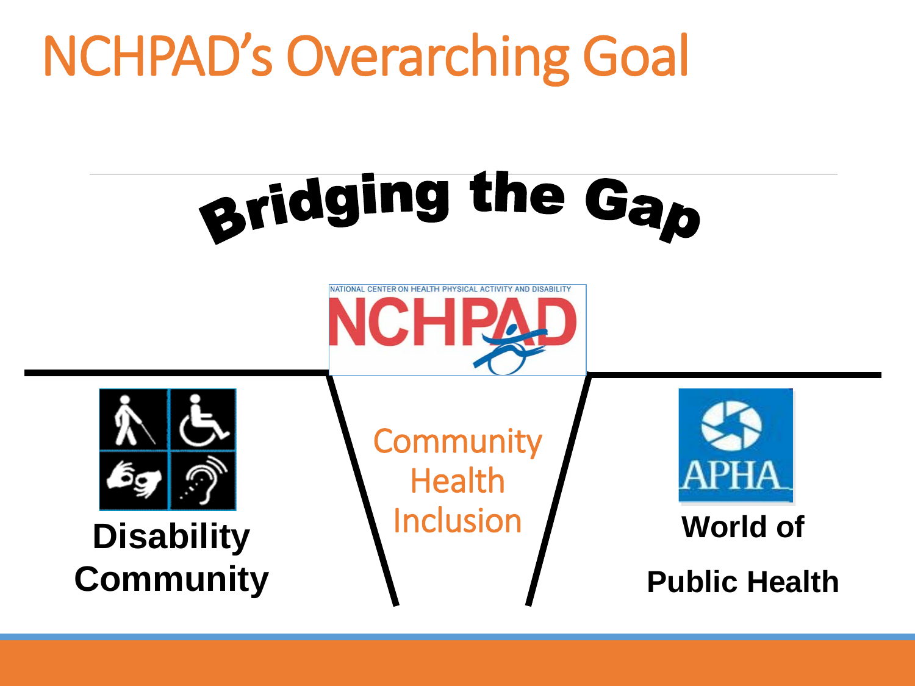# NCHPAD's Overarching Goal

## Bridging the Gap

NATIONAL CENTER ON HEALTH PHYSICAL ACTIVITY AND DISABILITY

NCHPAD

**Disability Community**

Community Health Inclusion

APHA

**World of Public Health**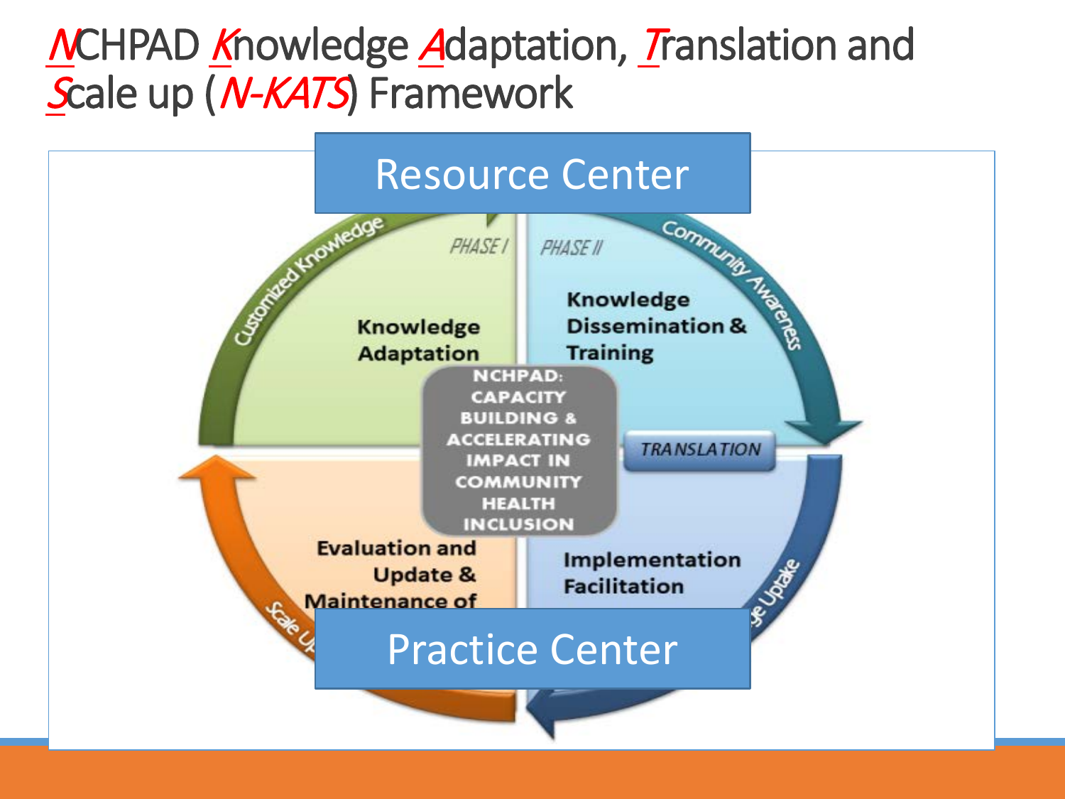# NCHPAD Knowledge Adaptation, Translation and Scale up (N-KATS) Framework

Resource Center

PHASE I

PHASE II

Customized Knowledge

Community Awareness

Knowledge Adaptation

Knowledge Dissemination & Training

NCHPAD: CAPACITY BUILDING & ACCELERATING IMPACT IN COMMUNITY HEALTH INCLUSION

TRANSLATION

Evaluation and Update & Maintenance of

Implementation Facilitation

Scale Up

...ge Uptake

Practice Center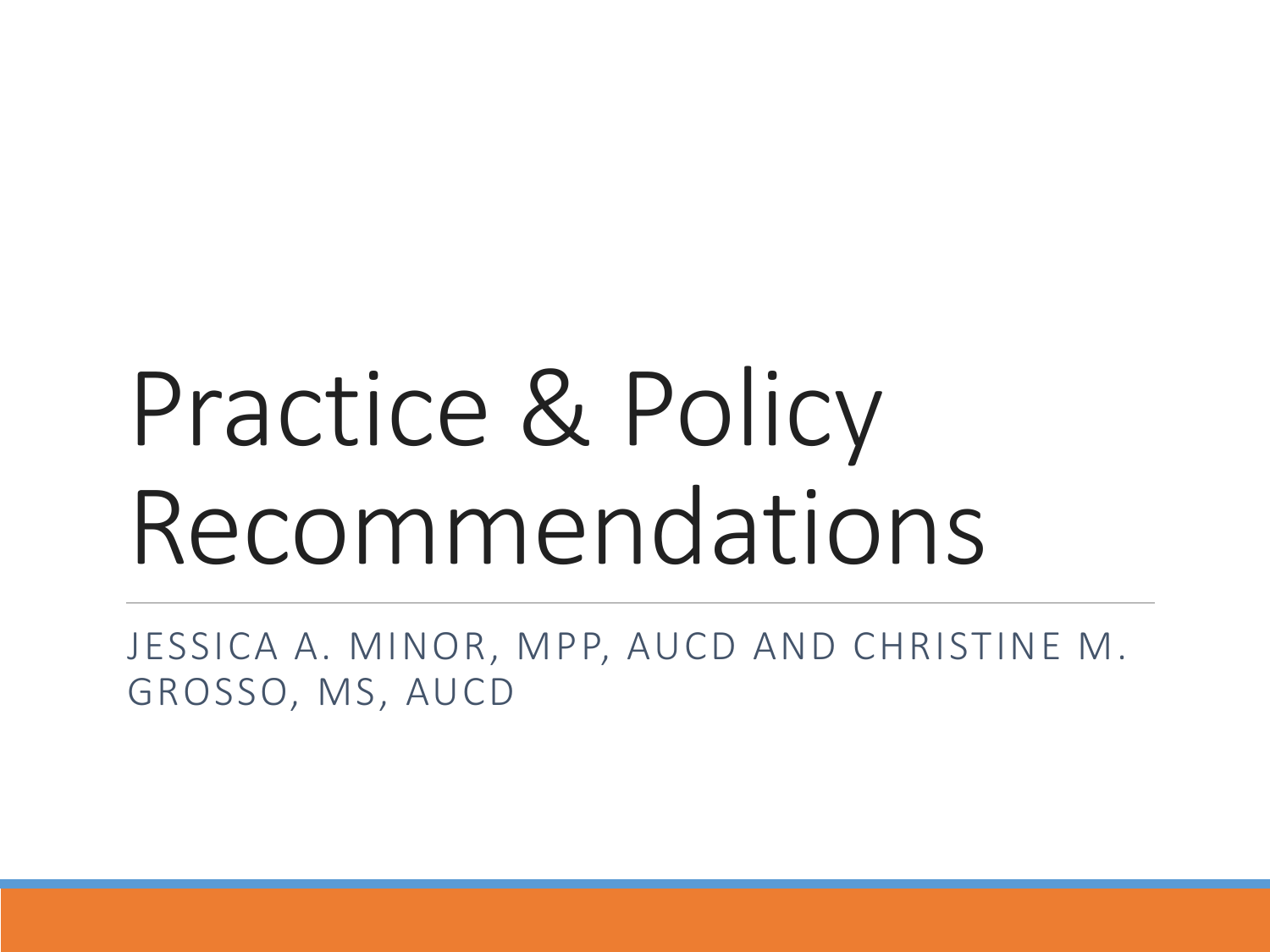# Practice & Policy Recommendations

JESSICA A. MINOR, MPP, AUCD AND CHRISTINE M. GROSSO, MS, AUCD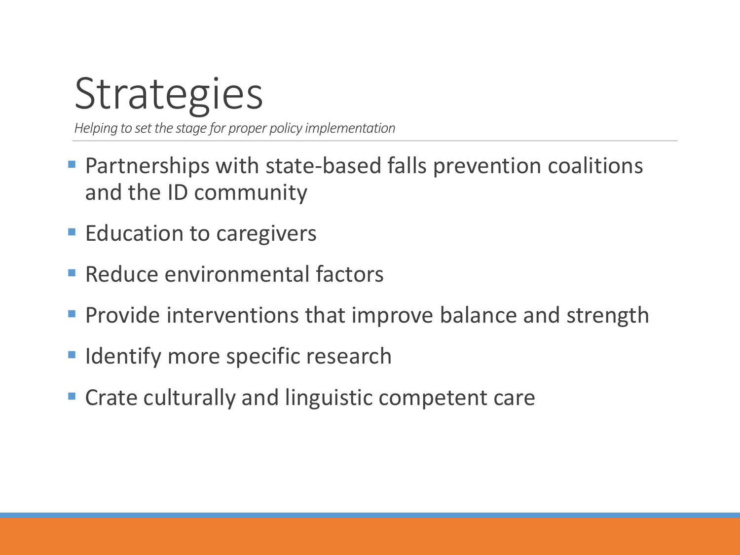# Strategies

*Helping to set the stage for proper policy implementation*

- Partnerships with state-based falls prevention coalitions and the ID community
- Education to caregivers
- Reduce environmental factors
- Provide interventions that improve balance and strength
- Identify more specific research
- Crate culturally and linguistic competent care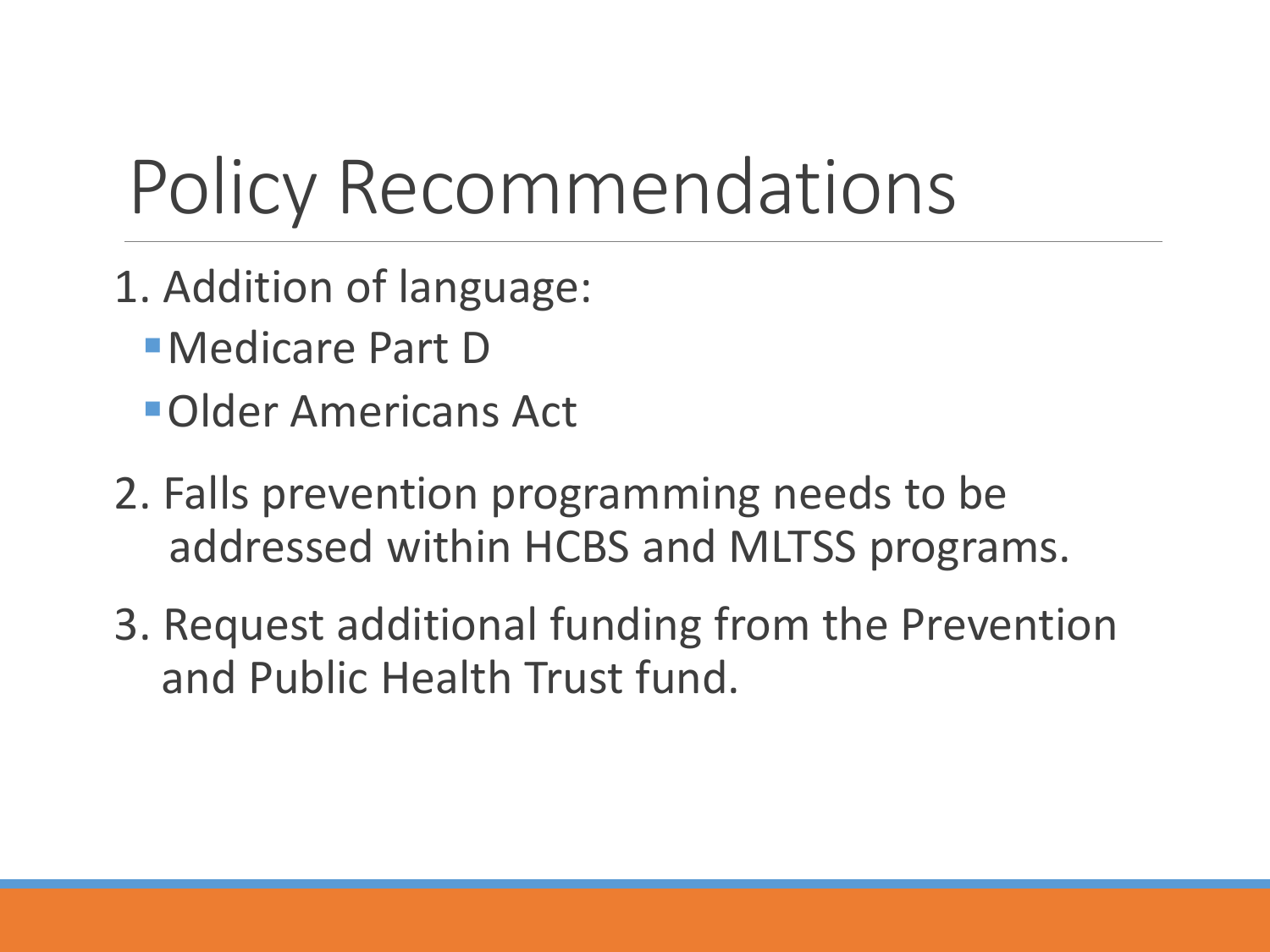# Policy Recommendations

1. Addition of language:
   - Medicare Part D
   - Older Americans Act

2. Falls prevention programming needs to be addressed within HCBS and MLTSS programs.

3. Request additional funding from the Prevention and Public Health Trust fund.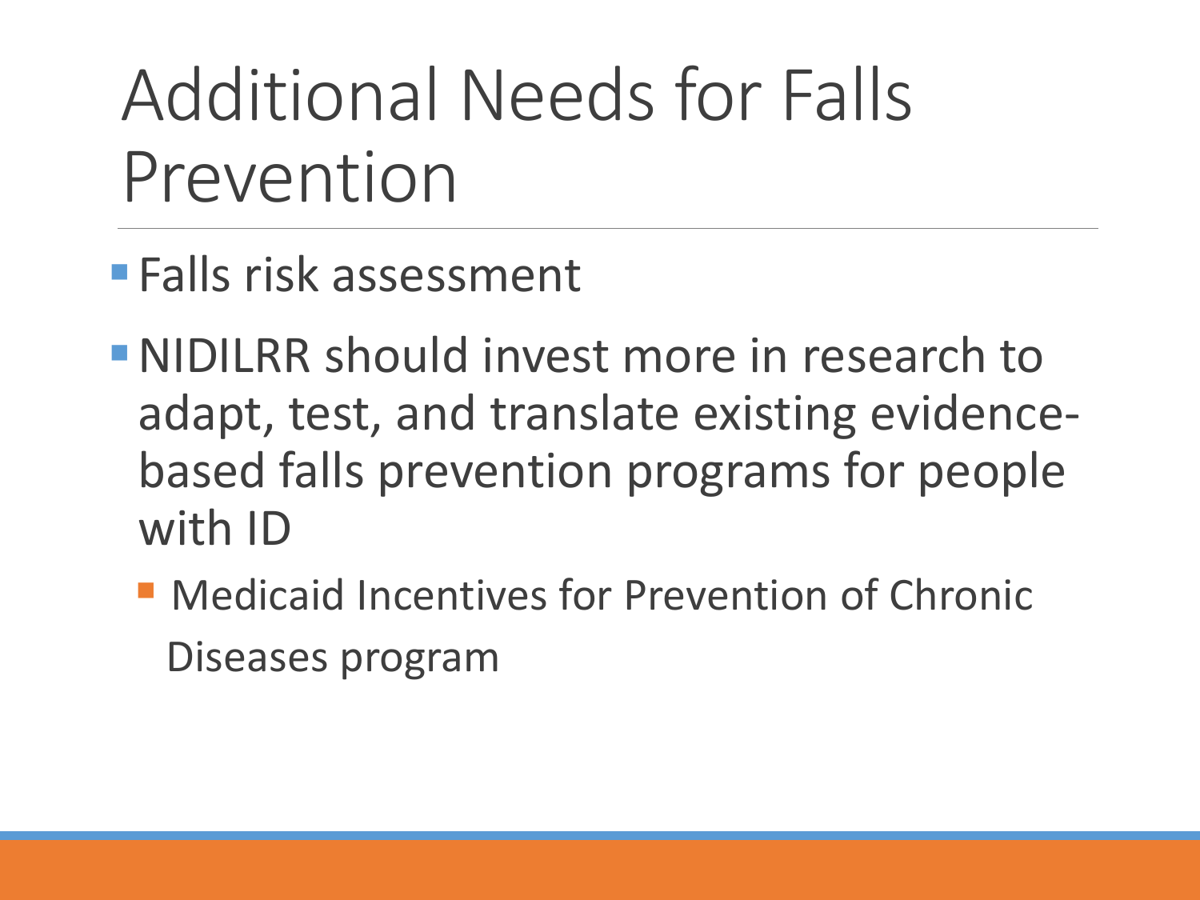# Additional Needs for Falls Prevention

- Falls risk assessment
- NIDILRR should invest more in research to adapt, test, and translate existing evidence-based falls prevention programs for people with ID
  - Medicaid Incentives for Prevention of Chronic Diseases program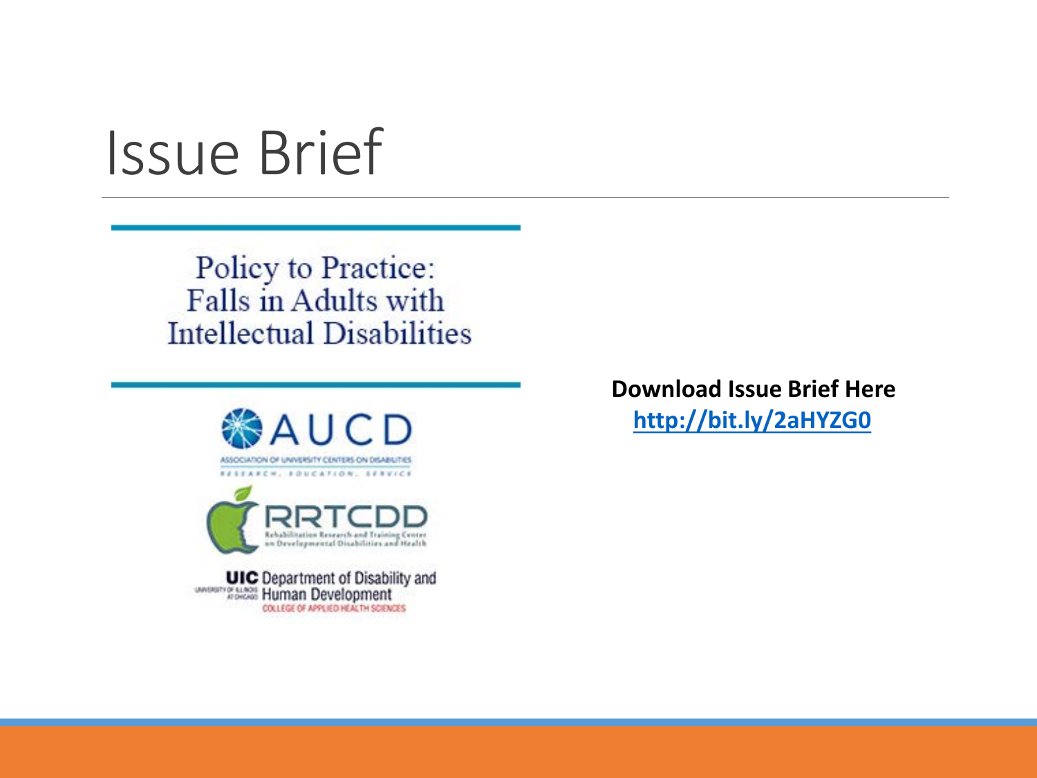# Issue Brief

Policy to Practice: Falls in Adults with Intellectual Disabilities

AUCD

ASSOCIATION OF UNIVERSITY CENTERS ON DISABILITIES

RESEARCH, EDUCATION, SERVICE

RRTCDD

Rehabilitation Research and Training Center on Developmental Disabilities and Health

UIC Department of Disability and Human Development

UNIVERSITY OF ILLINOIS AT CHICAGO

COLLEGE OF APPLIED HEALTH SCIENCES

**Download Issue Brief Here**

**http://bit.ly/2aHYZG0**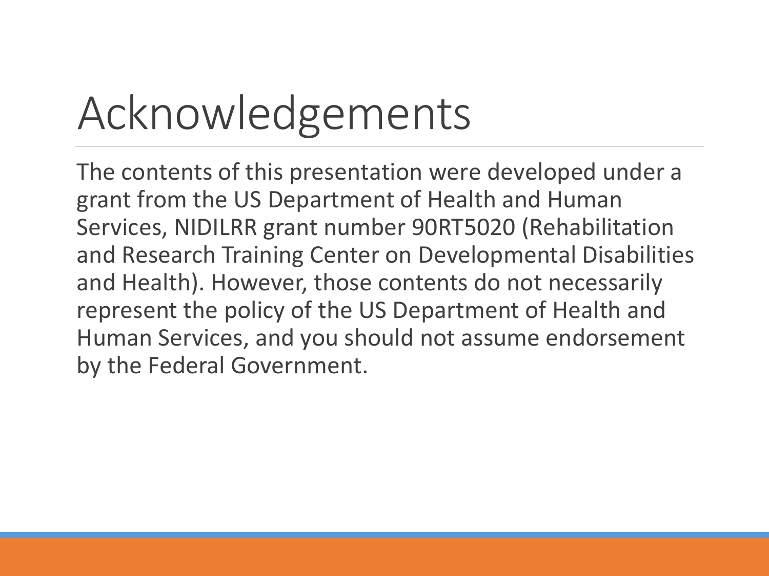# Acknowledgements

The contents of this presentation were developed under a grant from the US Department of Health and Human Services, NIDILRR grant number 90RT5020 (Rehabilitation and Research Training Center on Developmental Disabilities and Health). However, those contents do not necessarily represent the policy of the US Department of Health and Human Services, and you should not assume endorsement by the Federal Government.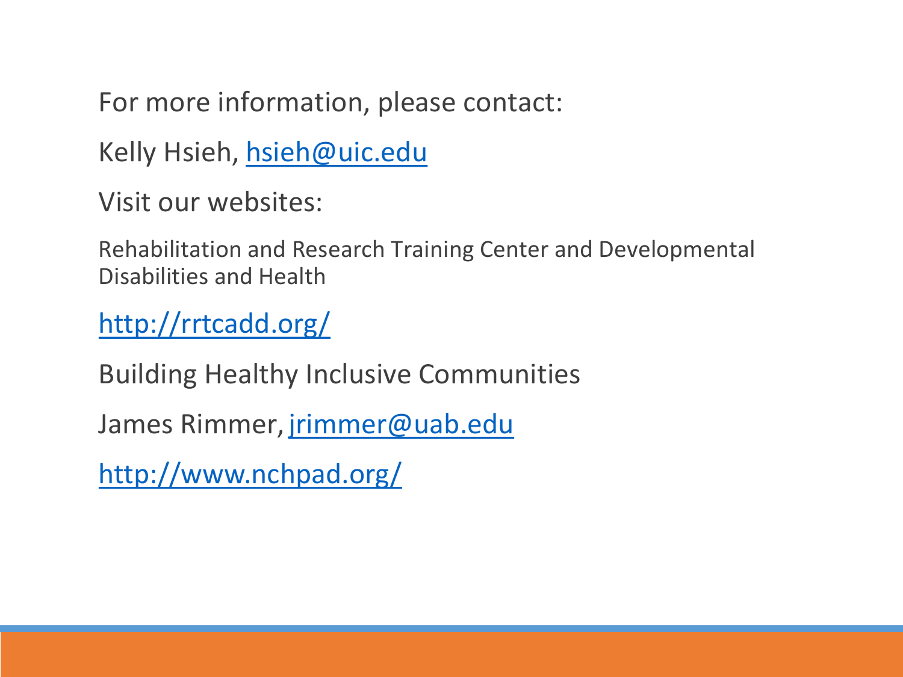For more information, please contact:

Kelly Hsieh, [hsieh@uic.edu](mailto:hsieh@uic.edu)

Visit our websites:

Rehabilitation and Research Training Center and Developmental Disabilities and Health

[http://rrtcadd.org/](http://rrtcadd.org/)

Building Healthy Inclusive Communities

James Rimmer, [jrimmer@uab.edu](mailto:jrimmer@uab.edu)

[http://www.nchpad.org/](http://www.nchpad.org/)